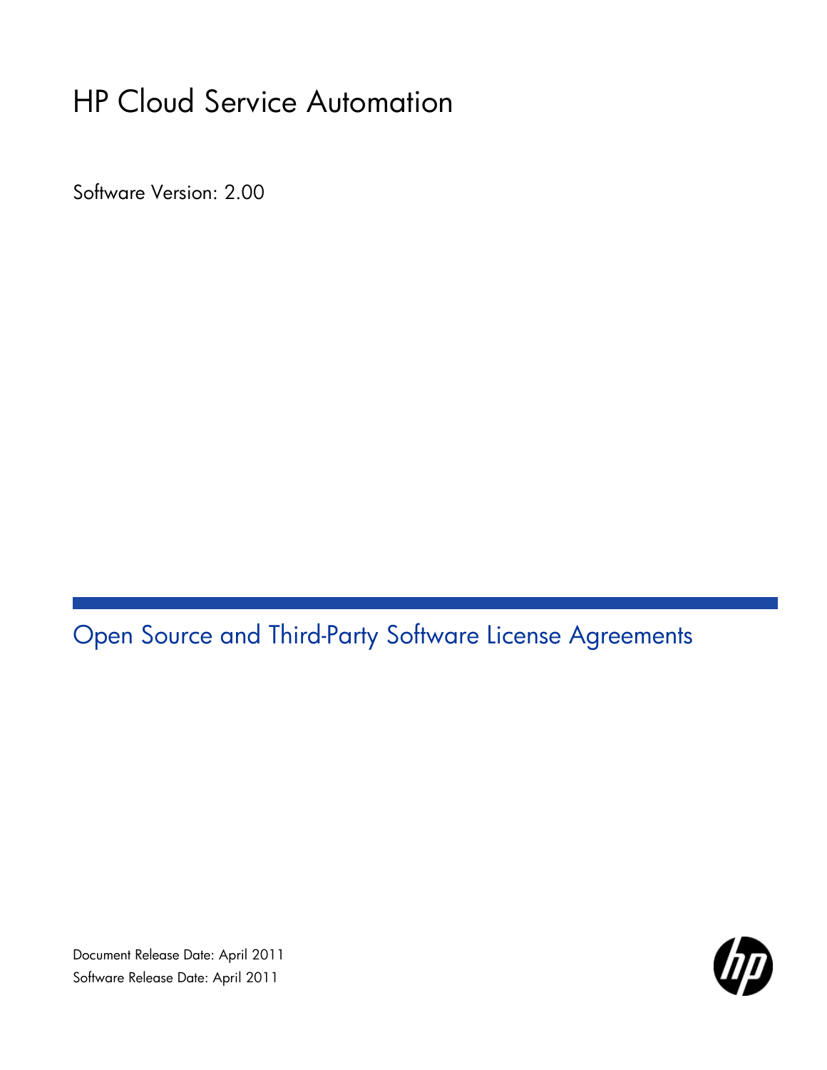# HP Cloud Service Automation

Software Version: 2.00

## Open Source and Third-Party Software License Agreements

Document Release Date: April 2011

Software Release Date: April 2011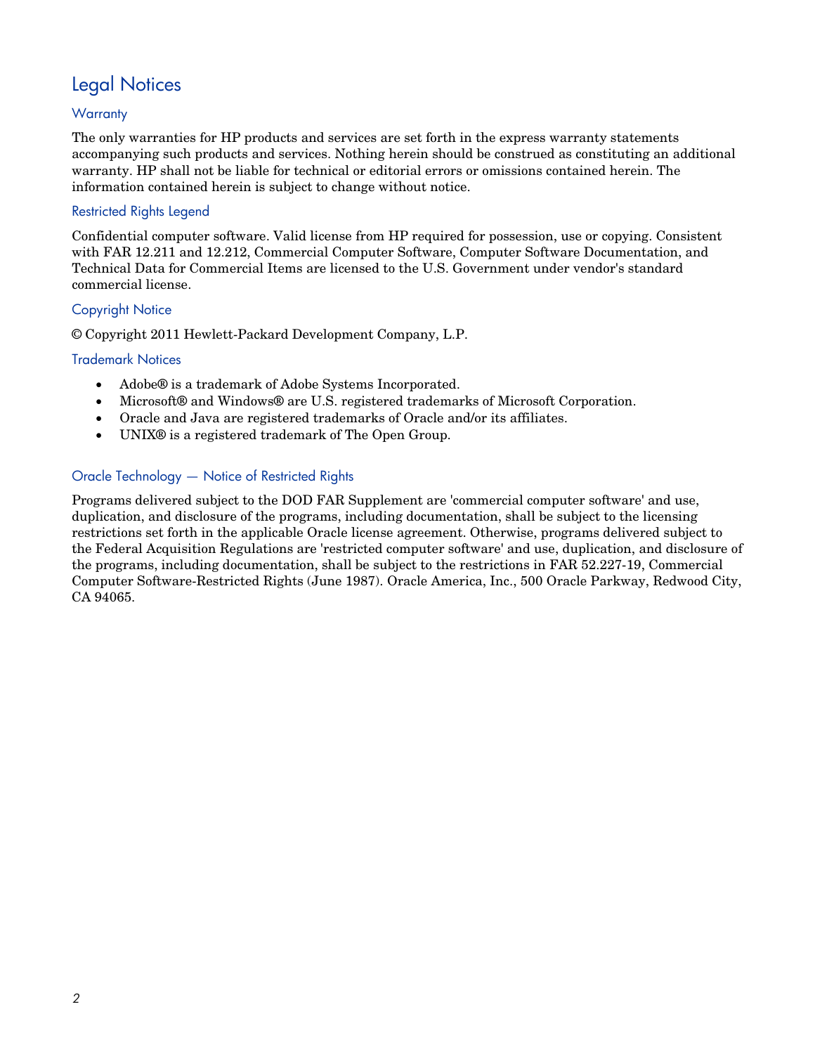# Legal Notices

## Warranty

The only warranties for HP products and services are set forth in the express warranty statements accompanying such products and services. Nothing herein should be construed as constituting an additional warranty. HP shall not be liable for technical or editorial errors or omissions contained herein. The information contained herein is subject to change without notice.

## Restricted Rights Legend

Confidential computer software. Valid license from HP required for possession, use or copying. Consistent with FAR 12.211 and 12.212, Commercial Computer Software, Computer Software Documentation, and Technical Data for Commercial Items are licensed to the U.S. Government under vendor's standard commercial license.

## Copyright Notice

© Copyright 2011 Hewlett-Packard Development Company, L.P.

## Trademark Notices

- Adobe® is a trademark of Adobe Systems Incorporated.
- Microsoft® and Windows® are U.S. registered trademarks of Microsoft Corporation.
- Oracle and Java are registered trademarks of Oracle and/or its affiliates.
- UNIX® is a registered trademark of The Open Group.

## Oracle Technology — Notice of Restricted Rights

Programs delivered subject to the DOD FAR Supplement are 'commercial computer software' and use, duplication, and disclosure of the programs, including documentation, shall be subject to the licensing restrictions set forth in the applicable Oracle license agreement. Otherwise, programs delivered subject to the Federal Acquisition Regulations are 'restricted computer software' and use, duplication, and disclosure of the programs, including documentation, shall be subject to the restrictions in FAR 52.227-19, Commercial Computer Software-Restricted Rights (June 1987). Oracle America, Inc., 500 Oracle Parkway, Redwood City, CA 94065.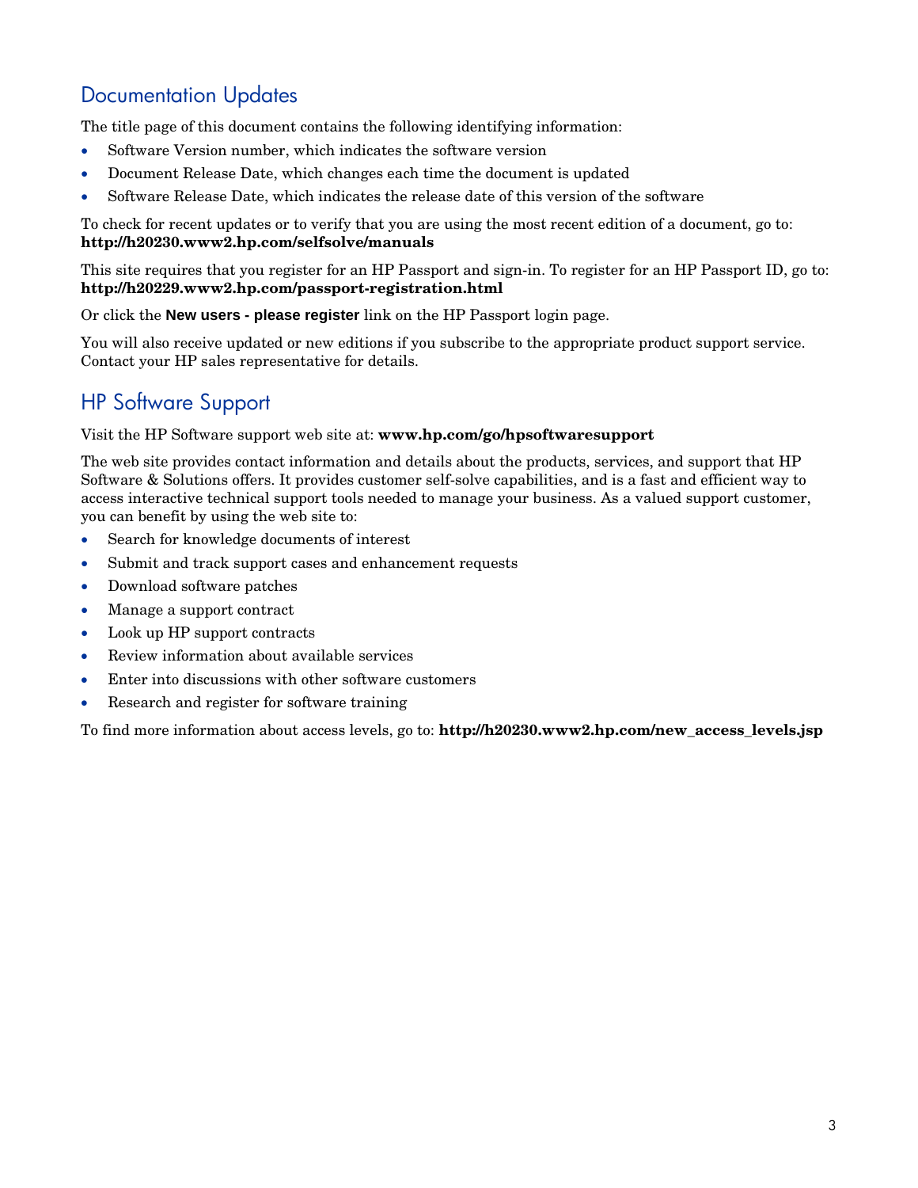## Documentation Updates

The title page of this document contains the following identifying information:

- Software Version number, which indicates the software version
- Document Release Date, which changes each time the document is updated
- Software Release Date, which indicates the release date of this version of the software

To check for recent updates or to verify that you are using the most recent edition of a document, go to:
**http://h20230.www2.hp.com/selfsolve/manuals**

This site requires that you register for an HP Passport and sign-in. To register for an HP Passport ID, go to:
**http://h20229.www2.hp.com/passport-registration.html**

Or click the **New users - please register** link on the HP Passport login page.

You will also receive updated or new editions if you subscribe to the appropriate product support service. Contact your HP sales representative for details.

## HP Software Support

Visit the HP Software support web site at: **www.hp.com/go/hpsoftwaresupport**

The web site provides contact information and details about the products, services, and support that HP Software & Solutions offers. It provides customer self-solve capabilities, and is a fast and efficient way to access interactive technical support tools needed to manage your business. As a valued support customer, you can benefit by using the web site to:

- Search for knowledge documents of interest
- Submit and track support cases and enhancement requests
- Download software patches
- Manage a support contract
- Look up HP support contracts
- Review information about available services
- Enter into discussions with other software customers
- Research and register for software training

To find more information about access levels, go to: **http://h20230.www2.hp.com/new_access_levels.jsp**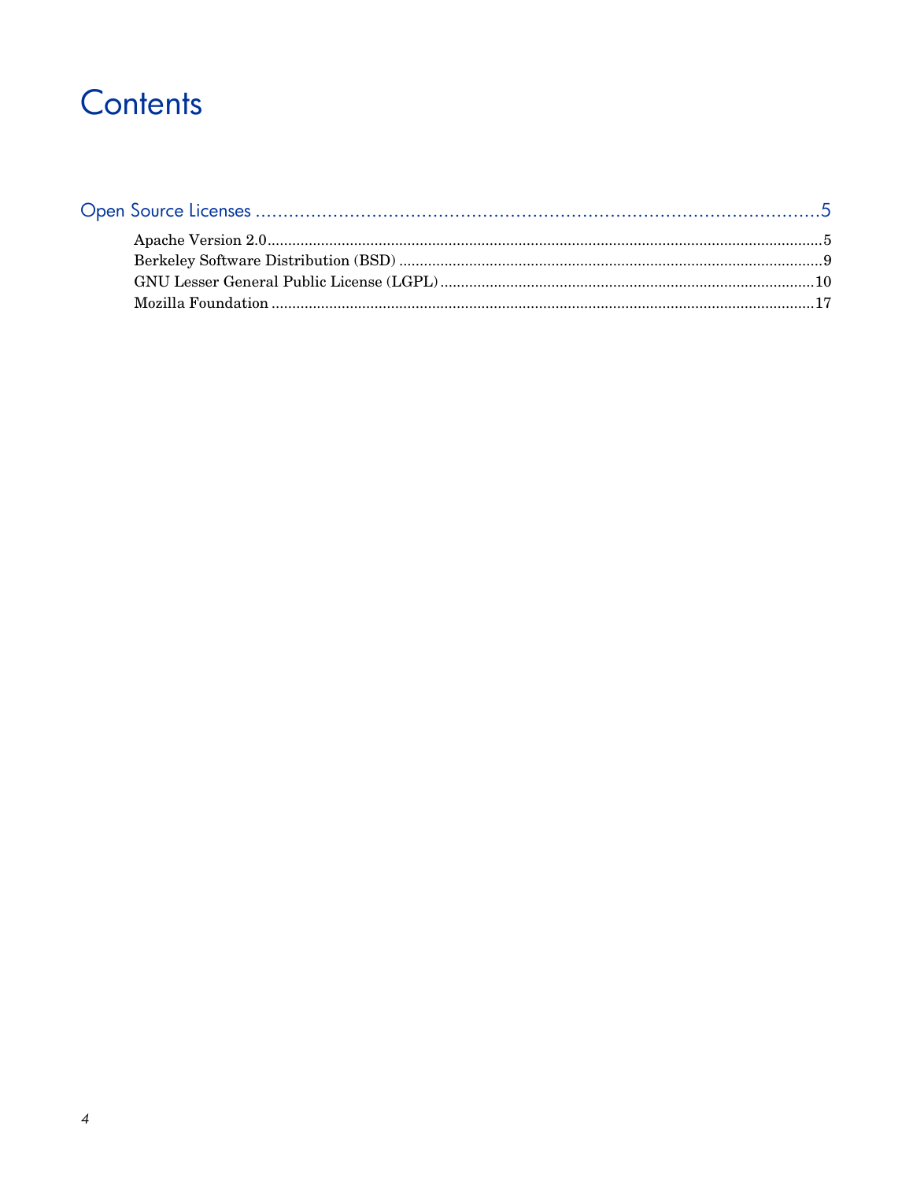# Contents

Open Source Licenses ....................................................................................................5

- Apache Version 2.0......................................................................................................................5
- Berkeley Software Distribution (BSD) .......................................................................................9
- GNU Lesser General Public License (LGPL)...........................................................................10
- Mozilla Foundation ....................................................................................................................17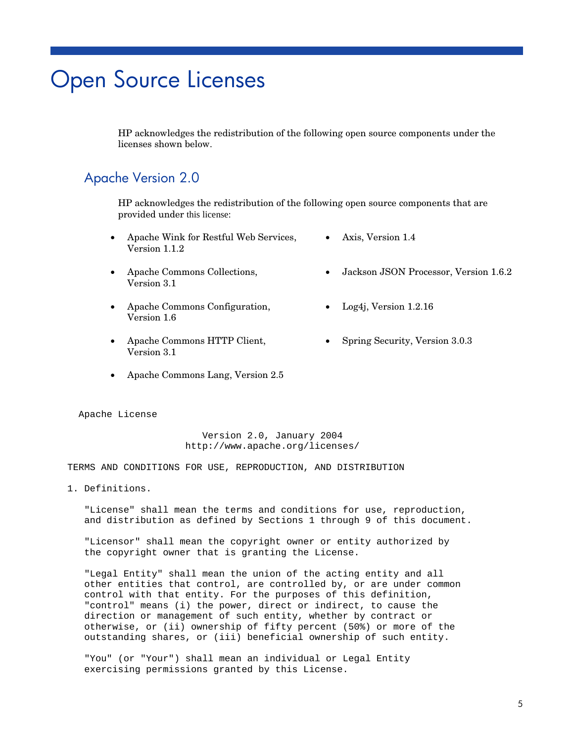# Open Source Licenses

HP acknowledges the redistribution of the following open source components under the licenses shown below.

## Apache Version 2.0

HP acknowledges the redistribution of the following open source components that are provided under this license:

- Apache Wink for Restful Web Services, Version 1.1.2
- Apache Commons Collections, Version 3.1
- Apache Commons Configuration, Version 1.6
- Apache Commons HTTP Client, Version 3.1
- Apache Commons Lang, Version 2.5
- Axis, Version 1.4
- Jackson JSON Processor, Version 1.6.2
- Log4j, Version 1.2.16
- Spring Security, Version 3.0.3

```
  Apache License

                         Version 2.0, January 2004
                      http://www.apache.org/licenses/

TERMS AND CONDITIONS FOR USE, REPRODUCTION, AND DISTRIBUTION

1. Definitions.

   "License" shall mean the terms and conditions for use, reproduction,
   and distribution as defined by Sections 1 through 9 of this document.

   "Licensor" shall mean the copyright owner or entity authorized by
   the copyright owner that is granting the License.

   "Legal Entity" shall mean the union of the acting entity and all
   other entities that control, are controlled by, or are under common
   control with that entity. For the purposes of this definition,
   "control" means (i) the power, direct or indirect, to cause the
   direction or management of such entity, whether by contract or
   otherwise, or (ii) ownership of fifty percent (50%) or more of the
   outstanding shares, or (iii) beneficial ownership of such entity.

   "You" (or "Your") shall mean an individual or Legal Entity
   exercising permissions granted by this License.
```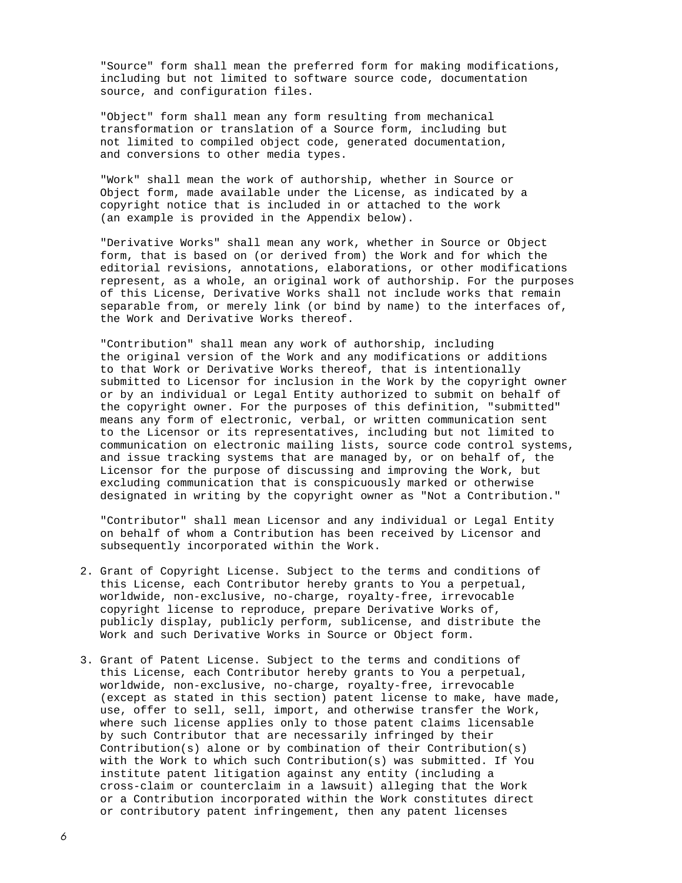"Source" form shall mean the preferred form for making modifications, including but not limited to software source code, documentation source, and configuration files.

"Object" form shall mean any form resulting from mechanical transformation or translation of a Source form, including but not limited to compiled object code, generated documentation, and conversions to other media types.

"Work" shall mean the work of authorship, whether in Source or Object form, made available under the License, as indicated by a copyright notice that is included in or attached to the work (an example is provided in the Appendix below).

"Derivative Works" shall mean any work, whether in Source or Object form, that is based on (or derived from) the Work and for which the editorial revisions, annotations, elaborations, or other modifications represent, as a whole, an original work of authorship. For the purposes of this License, Derivative Works shall not include works that remain separable from, or merely link (or bind by name) to the interfaces of, the Work and Derivative Works thereof.

"Contribution" shall mean any work of authorship, including the original version of the Work and any modifications or additions to that Work or Derivative Works thereof, that is intentionally submitted to Licensor for inclusion in the Work by the copyright owner or by an individual or Legal Entity authorized to submit on behalf of the copyright owner. For the purposes of this definition, "submitted" means any form of electronic, verbal, or written communication sent to the Licensor or its representatives, including but not limited to communication on electronic mailing lists, source code control systems, and issue tracking systems that are managed by, or on behalf of, the Licensor for the purpose of discussing and improving the Work, but excluding communication that is conspicuously marked or otherwise designated in writing by the copyright owner as "Not a Contribution."

"Contributor" shall mean Licensor and any individual or Legal Entity on behalf of whom a Contribution has been received by Licensor and subsequently incorporated within the Work.

2. Grant of Copyright License. Subject to the terms and conditions of this License, each Contributor hereby grants to You a perpetual, worldwide, non-exclusive, no-charge, royalty-free, irrevocable copyright license to reproduce, prepare Derivative Works of, publicly display, publicly perform, sublicense, and distribute the Work and such Derivative Works in Source or Object form.

3. Grant of Patent License. Subject to the terms and conditions of this License, each Contributor hereby grants to You a perpetual, worldwide, non-exclusive, no-charge, royalty-free, irrevocable (except as stated in this section) patent license to make, have made, use, offer to sell, sell, import, and otherwise transfer the Work, where such license applies only to those patent claims licensable by such Contributor that are necessarily infringed by their Contribution(s) alone or by combination of their Contribution(s) with the Work to which such Contribution(s) was submitted. If You institute patent litigation against any entity (including a cross-claim or counterclaim in a lawsuit) alleging that the Work or a Contribution incorporated within the Work constitutes direct or contributory patent infringement, then any patent licenses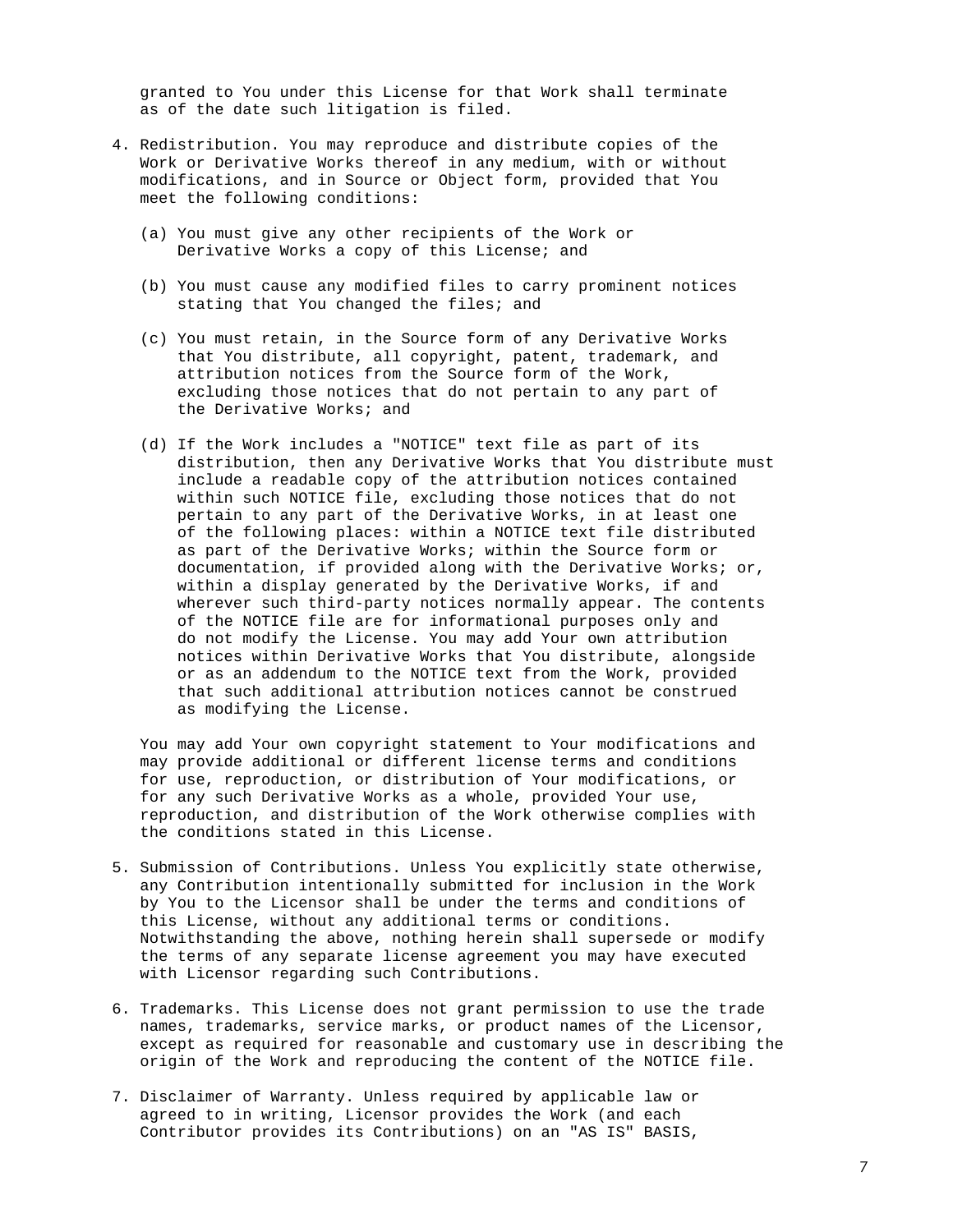granted to You under this License for that Work shall terminate as of the date such litigation is filed.

4. Redistribution. You may reproduce and distribute copies of the Work or Derivative Works thereof in any medium, with or without modifications, and in Source or Object form, provided that You meet the following conditions:

   (a) You must give any other recipients of the Work or Derivative Works a copy of this License; and

   (b) You must cause any modified files to carry prominent notices stating that You changed the files; and

   (c) You must retain, in the Source form of any Derivative Works that You distribute, all copyright, patent, trademark, and attribution notices from the Source form of the Work, excluding those notices that do not pertain to any part of the Derivative Works; and

   (d) If the Work includes a "NOTICE" text file as part of its distribution, then any Derivative Works that You distribute must include a readable copy of the attribution notices contained within such NOTICE file, excluding those notices that do not pertain to any part of the Derivative Works, in at least one of the following places: within a NOTICE text file distributed as part of the Derivative Works; within the Source form or documentation, if provided along with the Derivative Works; or, within a display generated by the Derivative Works, if and wherever such third-party notices normally appear. The contents of the NOTICE file are for informational purposes only and do not modify the License. You may add Your own attribution notices within Derivative Works that You distribute, alongside or as an addendum to the NOTICE text from the Work, provided that such additional attribution notices cannot be construed as modifying the License.

   You may add Your own copyright statement to Your modifications and may provide additional or different license terms and conditions for use, reproduction, or distribution of Your modifications, or for any such Derivative Works as a whole, provided Your use, reproduction, and distribution of the Work otherwise complies with the conditions stated in this License.

5. Submission of Contributions. Unless You explicitly state otherwise, any Contribution intentionally submitted for inclusion in the Work by You to the Licensor shall be under the terms and conditions of this License, without any additional terms or conditions. Notwithstanding the above, nothing herein shall supersede or modify the terms of any separate license agreement you may have executed with Licensor regarding such Contributions.

6. Trademarks. This License does not grant permission to use the trade names, trademarks, service marks, or product names of the Licensor, except as required for reasonable and customary use in describing the origin of the Work and reproducing the content of the NOTICE file.

7. Disclaimer of Warranty. Unless required by applicable law or agreed to in writing, Licensor provides the Work (and each Contributor provides its Contributions) on an "AS IS" BASIS,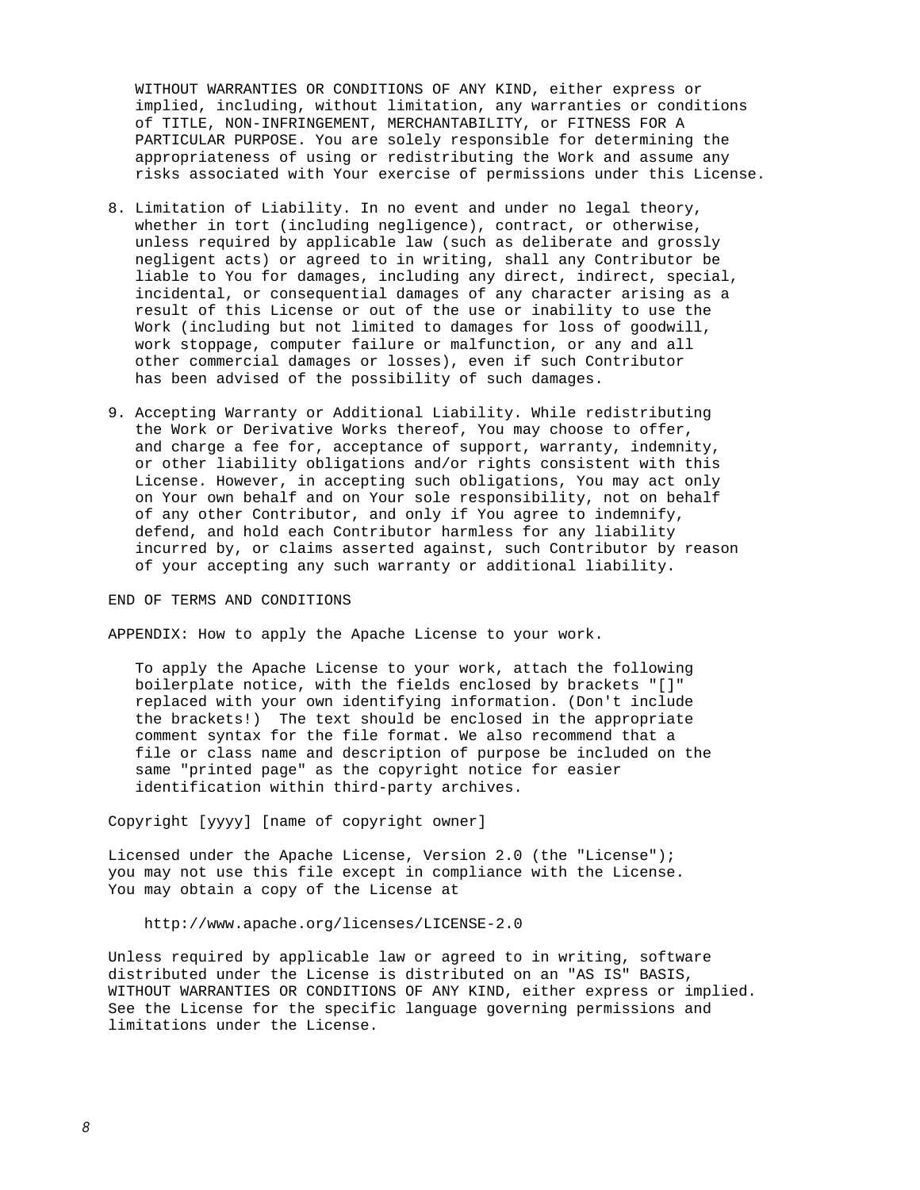WITHOUT WARRANTIES OR CONDITIONS OF ANY KIND, either express or implied, including, without limitation, any warranties or conditions of TITLE, NON-INFRINGEMENT, MERCHANTABILITY, or FITNESS FOR A PARTICULAR PURPOSE. You are solely responsible for determining the appropriateness of using or redistributing the Work and assume any risks associated with Your exercise of permissions under this License.

8. Limitation of Liability. In no event and under no legal theory, whether in tort (including negligence), contract, or otherwise, unless required by applicable law (such as deliberate and grossly negligent acts) or agreed to in writing, shall any Contributor be liable to You for damages, including any direct, indirect, special, incidental, or consequential damages of any character arising as a result of this License or out of the use or inability to use the Work (including but not limited to damages for loss of goodwill, work stoppage, computer failure or malfunction, or any and all other commercial damages or losses), even if such Contributor has been advised of the possibility of such damages.

9. Accepting Warranty or Additional Liability. While redistributing the Work or Derivative Works thereof, You may choose to offer, and charge a fee for, acceptance of support, warranty, indemnity, or other liability obligations and/or rights consistent with this License. However, in accepting such obligations, You may act only on Your own behalf and on Your sole responsibility, not on behalf of any other Contributor, and only if You agree to indemnify, defend, and hold each Contributor harmless for any liability incurred by, or claims asserted against, such Contributor by reason of your accepting any such warranty or additional liability.

END OF TERMS AND CONDITIONS

APPENDIX: How to apply the Apache License to your work.

To apply the Apache License to your work, attach the following boilerplate notice, with the fields enclosed by brackets "[]" replaced with your own identifying information. (Don't include the brackets!)  The text should be enclosed in the appropriate comment syntax for the file format. We also recommend that a file or class name and description of purpose be included on the same "printed page" as the copyright notice for easier identification within third-party archives.

```
Copyright [yyyy] [name of copyright owner]

Licensed under the Apache License, Version 2.0 (the "License");
you may not use this file except in compliance with the License.
You may obtain a copy of the License at

    http://www.apache.org/licenses/LICENSE-2.0

Unless required by applicable law or agreed to in writing, software
distributed under the License is distributed on an "AS IS" BASIS,
WITHOUT WARRANTIES OR CONDITIONS OF ANY KIND, either express or implied.
See the License for the specific language governing permissions and
limitations under the License.
```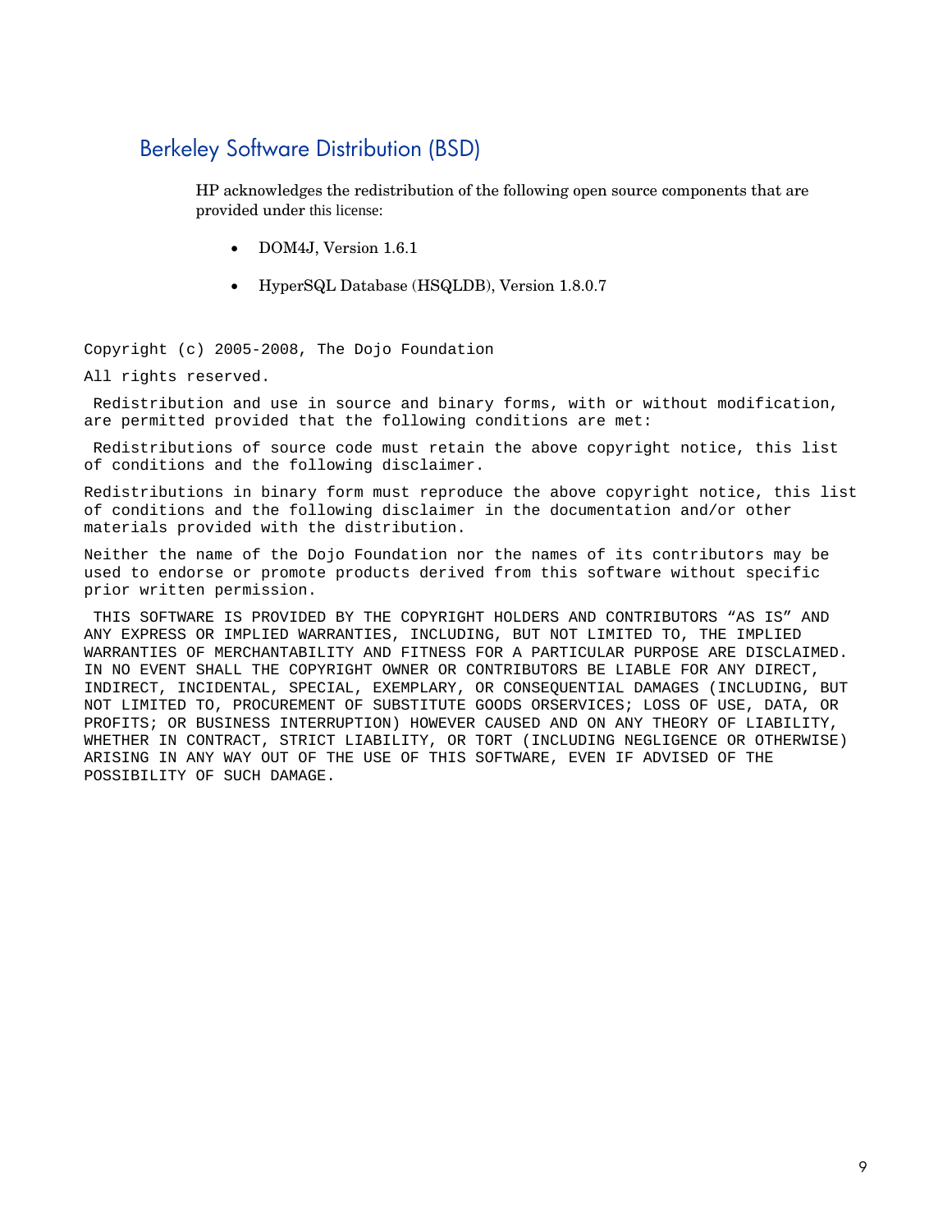## Berkeley Software Distribution (BSD)

HP acknowledges the redistribution of the following open source components that are provided under this license:

- DOM4J, Version 1.6.1
- HyperSQL Database (HSQLDB), Version 1.8.0.7

```
Copyright (c) 2005-2008, The Dojo Foundation

All rights reserved.

 Redistribution and use in source and binary forms, with or without modification,
are permitted provided that the following conditions are met:

 Redistributions of source code must retain the above copyright notice, this list
of conditions and the following disclaimer.

Redistributions in binary form must reproduce the above copyright notice, this list
of conditions and the following disclaimer in the documentation and/or other
materials provided with the distribution.

Neither the name of the Dojo Foundation nor the names of its contributors may be
used to endorse or promote products derived from this software without specific
prior written permission.

 THIS SOFTWARE IS PROVIDED BY THE COPYRIGHT HOLDERS AND CONTRIBUTORS "AS IS" AND
ANY EXPRESS OR IMPLIED WARRANTIES, INCLUDING, BUT NOT LIMITED TO, THE IMPLIED
WARRANTIES OF MERCHANTABILITY AND FITNESS FOR A PARTICULAR PURPOSE ARE DISCLAIMED.
IN NO EVENT SHALL THE COPYRIGHT OWNER OR CONTRIBUTORS BE LIABLE FOR ANY DIRECT,
INDIRECT, INCIDENTAL, SPECIAL, EXEMPLARY, OR CONSEQUENTIAL DAMAGES (INCLUDING, BUT
NOT LIMITED TO, PROCUREMENT OF SUBSTITUTE GOODS ORSERVICES; LOSS OF USE, DATA, OR
PROFITS; OR BUSINESS INTERRUPTION) HOWEVER CAUSED AND ON ANY THEORY OF LIABILITY,
WHETHER IN CONTRACT, STRICT LIABILITY, OR TORT (INCLUDING NEGLIGENCE OR OTHERWISE)
ARISING IN ANY WAY OUT OF THE USE OF THIS SOFTWARE, EVEN IF ADVISED OF THE
POSSIBILITY OF SUCH DAMAGE.
```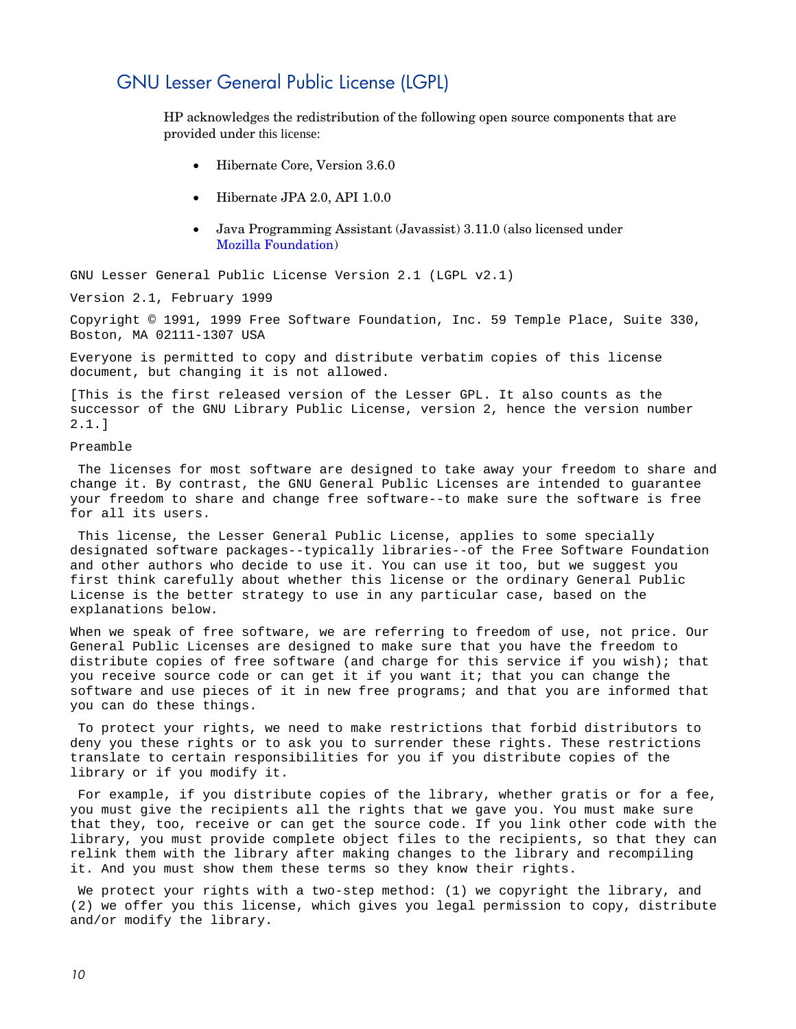## GNU Lesser General Public License (LGPL)

HP acknowledges the redistribution of the following open source components that are provided under this license:

- Hibernate Core, Version 3.6.0
- Hibernate JPA 2.0, API 1.0.0
- Java Programming Assistant (Javassist) 3.11.0 (also licensed under Mozilla Foundation)

GNU Lesser General Public License Version 2.1 (LGPL v2.1)

Version 2.1, February 1999

Copyright © 1991, 1999 Free Software Foundation, Inc. 59 Temple Place, Suite 330, Boston, MA 02111-1307 USA

Everyone is permitted to copy and distribute verbatim copies of this license document, but changing it is not allowed.

[This is the first released version of the Lesser GPL. It also counts as the successor of the GNU Library Public License, version 2, hence the version number 2.1.]

Preamble

The licenses for most software are designed to take away your freedom to share and change it. By contrast, the GNU General Public Licenses are intended to guarantee your freedom to share and change free software--to make sure the software is free for all its users.

This license, the Lesser General Public License, applies to some specially designated software packages--typically libraries--of the Free Software Foundation and other authors who decide to use it. You can use it too, but we suggest you first think carefully about whether this license or the ordinary General Public License is the better strategy to use in any particular case, based on the explanations below.

When we speak of free software, we are referring to freedom of use, not price. Our General Public Licenses are designed to make sure that you have the freedom to distribute copies of free software (and charge for this service if you wish); that you receive source code or can get it if you want it; that you can change the software and use pieces of it in new free programs; and that you are informed that you can do these things.

To protect your rights, we need to make restrictions that forbid distributors to deny you these rights or to ask you to surrender these rights. These restrictions translate to certain responsibilities for you if you distribute copies of the library or if you modify it.

For example, if you distribute copies of the library, whether gratis or for a fee, you must give the recipients all the rights that we gave you. You must make sure that they, too, receive or can get the source code. If you link other code with the library, you must provide complete object files to the recipients, so that they can relink them with the library after making changes to the library and recompiling it. And you must show them these terms so they know their rights.

We protect your rights with a two-step method: (1) we copyright the library, and (2) we offer you this license, which gives you legal permission to copy, distribute and/or modify the library.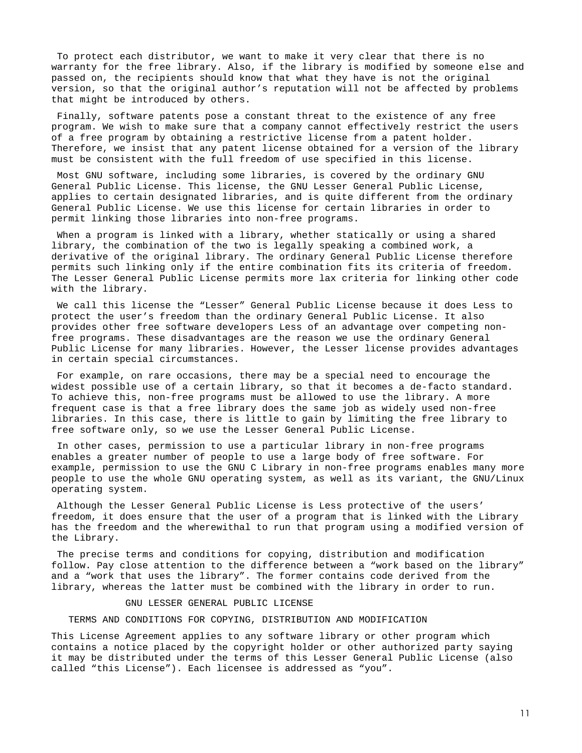To protect each distributor, we want to make it very clear that there is no warranty for the free library. Also, if the library is modified by someone else and passed on, the recipients should know that what they have is not the original version, so that the original author's reputation will not be affected by problems that might be introduced by others.

Finally, software patents pose a constant threat to the existence of any free program. We wish to make sure that a company cannot effectively restrict the users of a free program by obtaining a restrictive license from a patent holder. Therefore, we insist that any patent license obtained for a version of the library must be consistent with the full freedom of use specified in this license.

Most GNU software, including some libraries, is covered by the ordinary GNU General Public License. This license, the GNU Lesser General Public License, applies to certain designated libraries, and is quite different from the ordinary General Public License. We use this license for certain libraries in order to permit linking those libraries into non-free programs.

When a program is linked with a library, whether statically or using a shared library, the combination of the two is legally speaking a combined work, a derivative of the original library. The ordinary General Public License therefore permits such linking only if the entire combination fits its criteria of freedom. The Lesser General Public License permits more lax criteria for linking other code with the library.

We call this license the "Lesser" General Public License because it does Less to protect the user's freedom than the ordinary General Public License. It also provides other free software developers Less of an advantage over competing non-free programs. These disadvantages are the reason we use the ordinary General Public License for many libraries. However, the Lesser license provides advantages in certain special circumstances.

For example, on rare occasions, there may be a special need to encourage the widest possible use of a certain library, so that it becomes a de-facto standard. To achieve this, non-free programs must be allowed to use the library. A more frequent case is that a free library does the same job as widely used non-free libraries. In this case, there is little to gain by limiting the free library to free software only, so we use the Lesser General Public License.

In other cases, permission to use a particular library in non-free programs enables a greater number of people to use a large body of free software. For example, permission to use the GNU C Library in non-free programs enables many more people to use the whole GNU operating system, as well as its variant, the GNU/Linux operating system.

Although the Lesser General Public License is Less protective of the users' freedom, it does ensure that the user of a program that is linked with the Library has the freedom and the wherewithal to run that program using a modified version of the Library.

The precise terms and conditions for copying, distribution and modification follow. Pay close attention to the difference between a "work based on the library" and a "work that uses the library". The former contains code derived from the library, whereas the latter must be combined with the library in order to run.

GNU LESSER GENERAL PUBLIC LICENSE

TERMS AND CONDITIONS FOR COPYING, DISTRIBUTION AND MODIFICATION

This License Agreement applies to any software library or other program which contains a notice placed by the copyright holder or other authorized party saying it may be distributed under the terms of this Lesser General Public License (also called "this License"). Each licensee is addressed as "you".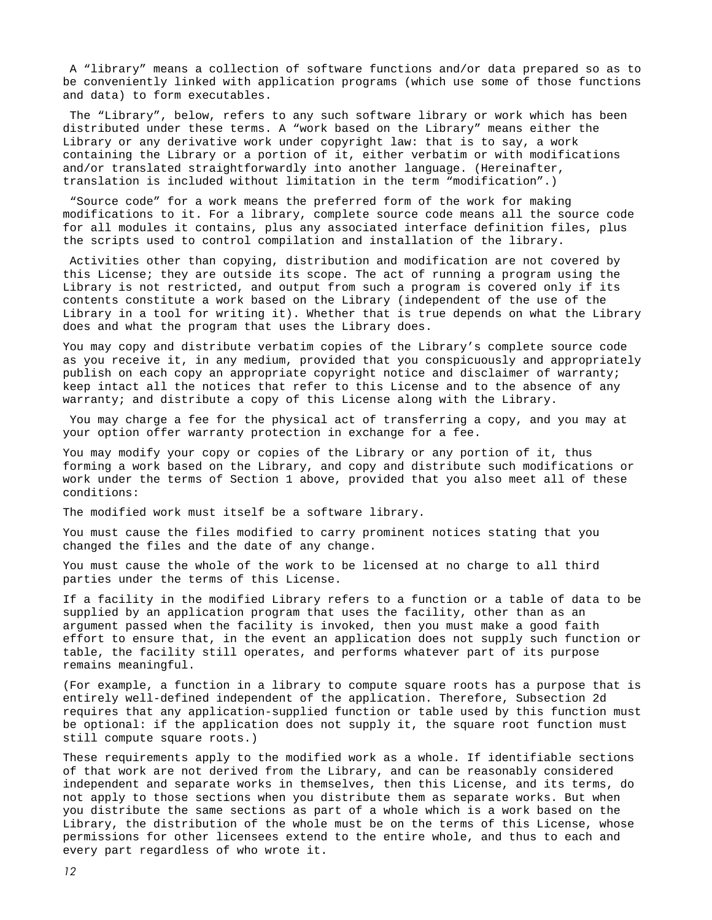A “library” means a collection of software functions and/or data prepared so as to be conveniently linked with application programs (which use some of those functions and data) to form executables.

The “Library”, below, refers to any such software library or work which has been distributed under these terms. A “work based on the Library” means either the Library or any derivative work under copyright law: that is to say, a work containing the Library or a portion of it, either verbatim or with modifications and/or translated straightforwardly into another language. (Hereinafter, translation is included without limitation in the term “modification”.)

“Source code” for a work means the preferred form of the work for making modifications to it. For a library, complete source code means all the source code for all modules it contains, plus any associated interface definition files, plus the scripts used to control compilation and installation of the library.

Activities other than copying, distribution and modification are not covered by this License; they are outside its scope. The act of running a program using the Library is not restricted, and output from such a program is covered only if its contents constitute a work based on the Library (independent of the use of the Library in a tool for writing it). Whether that is true depends on what the Library does and what the program that uses the Library does.

You may copy and distribute verbatim copies of the Library’s complete source code as you receive it, in any medium, provided that you conspicuously and appropriately publish on each copy an appropriate copyright notice and disclaimer of warranty; keep intact all the notices that refer to this License and to the absence of any warranty; and distribute a copy of this License along with the Library.

You may charge a fee for the physical act of transferring a copy, and you may at your option offer warranty protection in exchange for a fee.

You may modify your copy or copies of the Library or any portion of it, thus forming a work based on the Library, and copy and distribute such modifications or work under the terms of Section 1 above, provided that you also meet all of these conditions:

The modified work must itself be a software library.

You must cause the files modified to carry prominent notices stating that you changed the files and the date of any change.

You must cause the whole of the work to be licensed at no charge to all third parties under the terms of this License.

If a facility in the modified Library refers to a function or a table of data to be supplied by an application program that uses the facility, other than as an argument passed when the facility is invoked, then you must make a good faith effort to ensure that, in the event an application does not supply such function or table, the facility still operates, and performs whatever part of its purpose remains meaningful.

(For example, a function in a library to compute square roots has a purpose that is entirely well-defined independent of the application. Therefore, Subsection 2d requires that any application-supplied function or table used by this function must be optional: if the application does not supply it, the square root function must still compute square roots.)

These requirements apply to the modified work as a whole. If identifiable sections of that work are not derived from the Library, and can be reasonably considered independent and separate works in themselves, then this License, and its terms, do not apply to those sections when you distribute them as separate works. But when you distribute the same sections as part of a whole which is a work based on the Library, the distribution of the whole must be on the terms of this License, whose permissions for other licensees extend to the entire whole, and thus to each and every part regardless of who wrote it.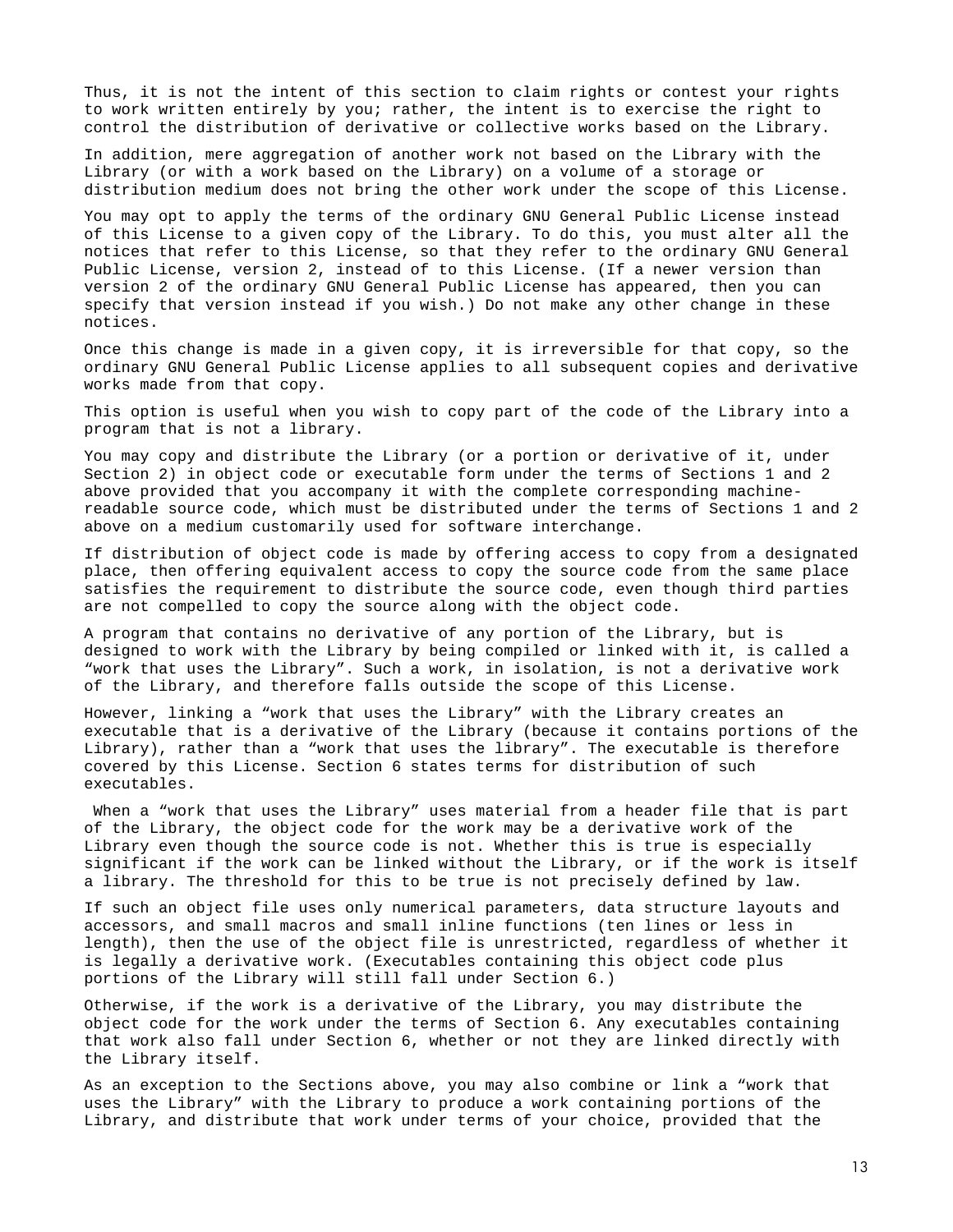Thus, it is not the intent of this section to claim rights or contest your rights to work written entirely by you; rather, the intent is to exercise the right to control the distribution of derivative or collective works based on the Library.

In addition, mere aggregation of another work not based on the Library with the Library (or with a work based on the Library) on a volume of a storage or distribution medium does not bring the other work under the scope of this License.

You may opt to apply the terms of the ordinary GNU General Public License instead of this License to a given copy of the Library. To do this, you must alter all the notices that refer to this License, so that they refer to the ordinary GNU General Public License, version 2, instead of to this License. (If a newer version than version 2 of the ordinary GNU General Public License has appeared, then you can specify that version instead if you wish.) Do not make any other change in these notices.

Once this change is made in a given copy, it is irreversible for that copy, so the ordinary GNU General Public License applies to all subsequent copies and derivative works made from that copy.

This option is useful when you wish to copy part of the code of the Library into a program that is not a library.

You may copy and distribute the Library (or a portion or derivative of it, under Section 2) in object code or executable form under the terms of Sections 1 and 2 above provided that you accompany it with the complete corresponding machine-readable source code, which must be distributed under the terms of Sections 1 and 2 above on a medium customarily used for software interchange.

If distribution of object code is made by offering access to copy from a designated place, then offering equivalent access to copy the source code from the same place satisfies the requirement to distribute the source code, even though third parties are not compelled to copy the source along with the object code.

A program that contains no derivative of any portion of the Library, but is designed to work with the Library by being compiled or linked with it, is called a “work that uses the Library”. Such a work, in isolation, is not a derivative work of the Library, and therefore falls outside the scope of this License.

However, linking a “work that uses the Library” with the Library creates an executable that is a derivative of the Library (because it contains portions of the Library), rather than a “work that uses the library”. The executable is therefore covered by this License. Section 6 states terms for distribution of such executables.

When a “work that uses the Library” uses material from a header file that is part of the Library, the object code for the work may be a derivative work of the Library even though the source code is not. Whether this is true is especially significant if the work can be linked without the Library, or if the work is itself a library. The threshold for this to be true is not precisely defined by law.

If such an object file uses only numerical parameters, data structure layouts and accessors, and small macros and small inline functions (ten lines or less in length), then the use of the object file is unrestricted, regardless of whether it is legally a derivative work. (Executables containing this object code plus portions of the Library will still fall under Section 6.)

Otherwise, if the work is a derivative of the Library, you may distribute the object code for the work under the terms of Section 6. Any executables containing that work also fall under Section 6, whether or not they are linked directly with the Library itself.

As an exception to the Sections above, you may also combine or link a “work that uses the Library” with the Library to produce a work containing portions of the Library, and distribute that work under terms of your choice, provided that the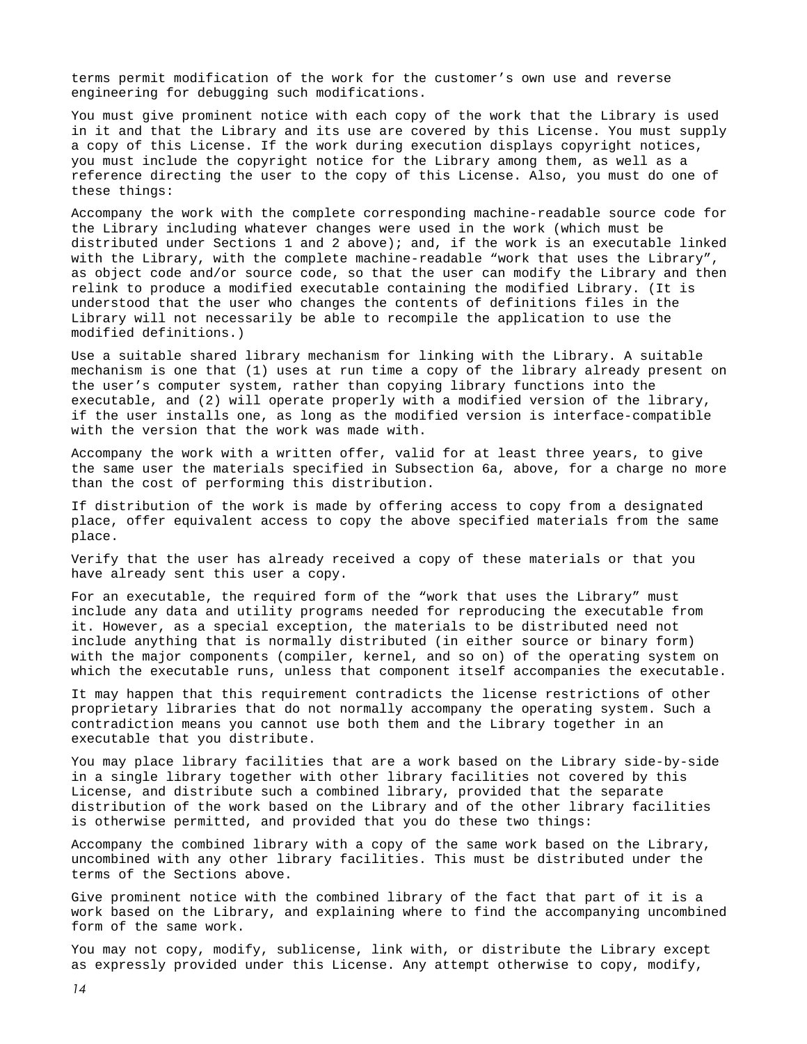terms permit modification of the work for the customer's own use and reverse engineering for debugging such modifications.

You must give prominent notice with each copy of the work that the Library is used in it and that the Library and its use are covered by this License. You must supply a copy of this License. If the work during execution displays copyright notices, you must include the copyright notice for the Library among them, as well as a reference directing the user to the copy of this License. Also, you must do one of these things:

Accompany the work with the complete corresponding machine-readable source code for the Library including whatever changes were used in the work (which must be distributed under Sections 1 and 2 above); and, if the work is an executable linked with the Library, with the complete machine-readable "work that uses the Library", as object code and/or source code, so that the user can modify the Library and then relink to produce a modified executable containing the modified Library. (It is understood that the user who changes the contents of definitions files in the Library will not necessarily be able to recompile the application to use the modified definitions.)

Use a suitable shared library mechanism for linking with the Library. A suitable mechanism is one that (1) uses at run time a copy of the library already present on the user's computer system, rather than copying library functions into the executable, and (2) will operate properly with a modified version of the library, if the user installs one, as long as the modified version is interface-compatible with the version that the work was made with.

Accompany the work with a written offer, valid for at least three years, to give the same user the materials specified in Subsection 6a, above, for a charge no more than the cost of performing this distribution.

If distribution of the work is made by offering access to copy from a designated place, offer equivalent access to copy the above specified materials from the same place.

Verify that the user has already received a copy of these materials or that you have already sent this user a copy.

For an executable, the required form of the "work that uses the Library" must include any data and utility programs needed for reproducing the executable from it. However, as a special exception, the materials to be distributed need not include anything that is normally distributed (in either source or binary form) with the major components (compiler, kernel, and so on) of the operating system on which the executable runs, unless that component itself accompanies the executable.

It may happen that this requirement contradicts the license restrictions of other proprietary libraries that do not normally accompany the operating system. Such a contradiction means you cannot use both them and the Library together in an executable that you distribute.

You may place library facilities that are a work based on the Library side-by-side in a single library together with other library facilities not covered by this License, and distribute such a combined library, provided that the separate distribution of the work based on the Library and of the other library facilities is otherwise permitted, and provided that you do these two things:

Accompany the combined library with a copy of the same work based on the Library, uncombined with any other library facilities. This must be distributed under the terms of the Sections above.

Give prominent notice with the combined library of the fact that part of it is a work based on the Library, and explaining where to find the accompanying uncombined form of the same work.

You may not copy, modify, sublicense, link with, or distribute the Library except as expressly provided under this License. Any attempt otherwise to copy, modify,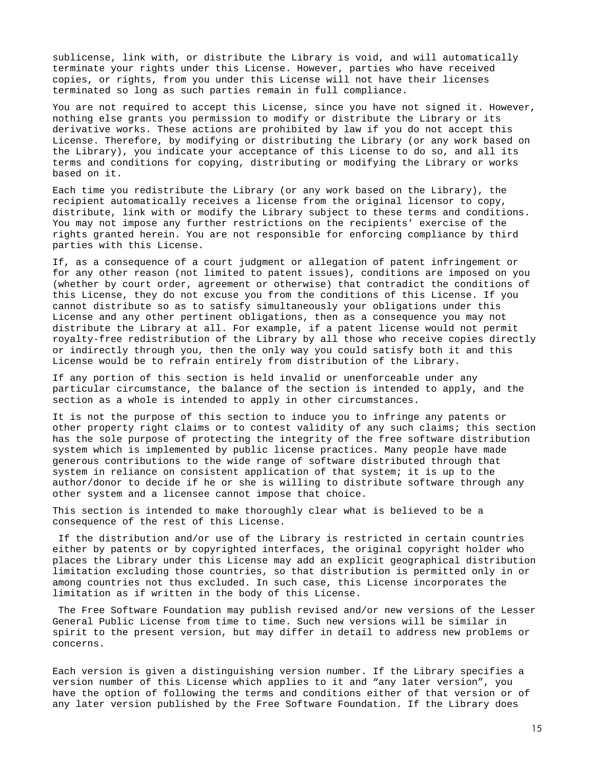sublicense, link with, or distribute the Library is void, and will automatically terminate your rights under this License. However, parties who have received copies, or rights, from you under this License will not have their licenses terminated so long as such parties remain in full compliance.

You are not required to accept this License, since you have not signed it. However, nothing else grants you permission to modify or distribute the Library or its derivative works. These actions are prohibited by law if you do not accept this License. Therefore, by modifying or distributing the Library (or any work based on the Library), you indicate your acceptance of this License to do so, and all its terms and conditions for copying, distributing or modifying the Library or works based on it.

Each time you redistribute the Library (or any work based on the Library), the recipient automatically receives a license from the original licensor to copy, distribute, link with or modify the Library subject to these terms and conditions. You may not impose any further restrictions on the recipients' exercise of the rights granted herein. You are not responsible for enforcing compliance by third parties with this License.

If, as a consequence of a court judgment or allegation of patent infringement or for any other reason (not limited to patent issues), conditions are imposed on you (whether by court order, agreement or otherwise) that contradict the conditions of this License, they do not excuse you from the conditions of this License. If you cannot distribute so as to satisfy simultaneously your obligations under this License and any other pertinent obligations, then as a consequence you may not distribute the Library at all. For example, if a patent license would not permit royalty-free redistribution of the Library by all those who receive copies directly or indirectly through you, then the only way you could satisfy both it and this License would be to refrain entirely from distribution of the Library.

If any portion of this section is held invalid or unenforceable under any particular circumstance, the balance of the section is intended to apply, and the section as a whole is intended to apply in other circumstances.

It is not the purpose of this section to induce you to infringe any patents or other property right claims or to contest validity of any such claims; this section has the sole purpose of protecting the integrity of the free software distribution system which is implemented by public license practices. Many people have made generous contributions to the wide range of software distributed through that system in reliance on consistent application of that system; it is up to the author/donor to decide if he or she is willing to distribute software through any other system and a licensee cannot impose that choice.

This section is intended to make thoroughly clear what is believed to be a consequence of the rest of this License.

If the distribution and/or use of the Library is restricted in certain countries either by patents or by copyrighted interfaces, the original copyright holder who places the Library under this License may add an explicit geographical distribution limitation excluding those countries, so that distribution is permitted only in or among countries not thus excluded. In such case, this License incorporates the limitation as if written in the body of this License.

The Free Software Foundation may publish revised and/or new versions of the Lesser General Public License from time to time. Such new versions will be similar in spirit to the present version, but may differ in detail to address new problems or concerns.

Each version is given a distinguishing version number. If the Library specifies a version number of this License which applies to it and "any later version", you have the option of following the terms and conditions either of that version or of any later version published by the Free Software Foundation. If the Library does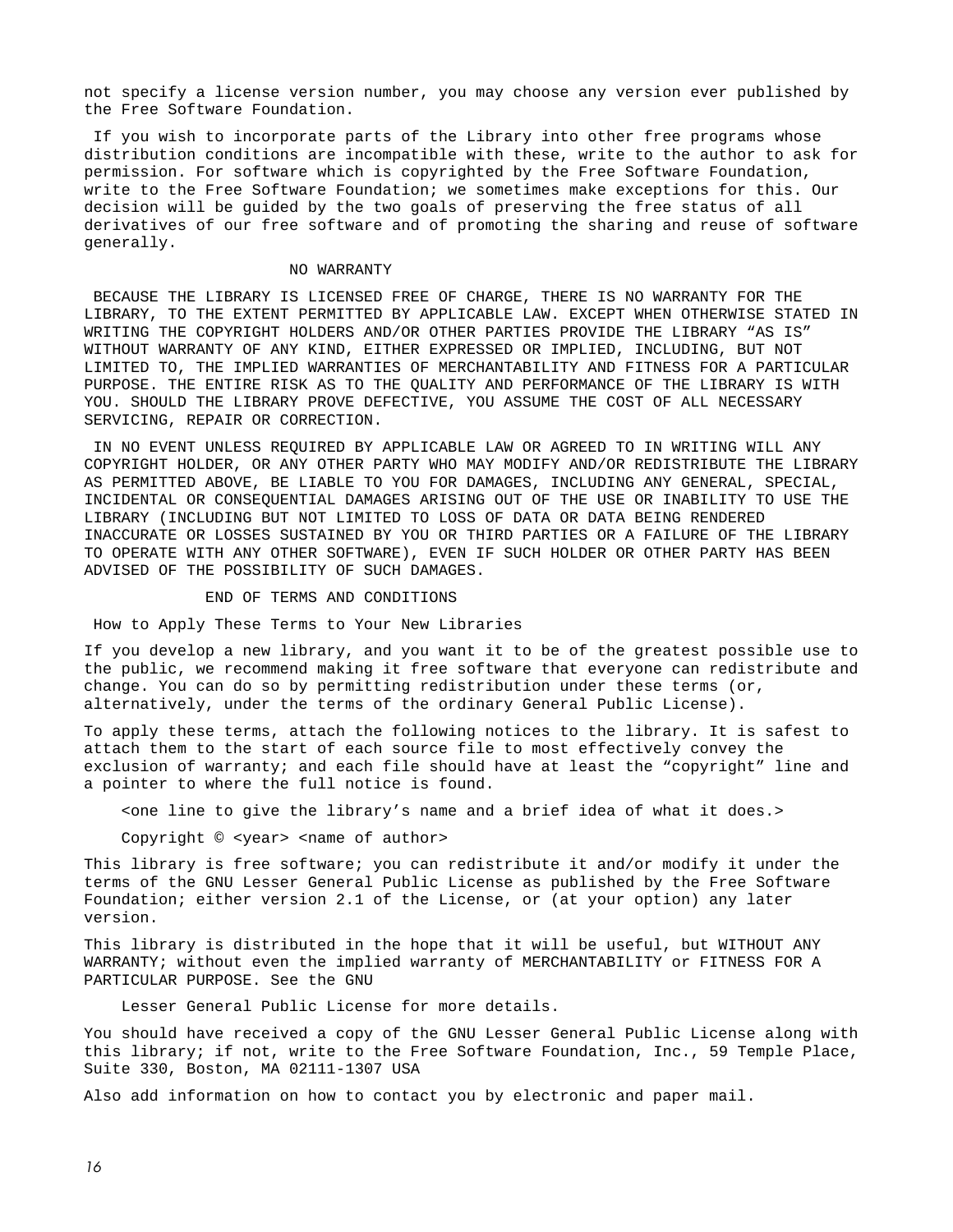not specify a license version number, you may choose any version ever published by the Free Software Foundation.

If you wish to incorporate parts of the Library into other free programs whose distribution conditions are incompatible with these, write to the author to ask for permission. For software which is copyrighted by the Free Software Foundation, write to the Free Software Foundation; we sometimes make exceptions for this. Our decision will be guided by the two goals of preserving the free status of all derivatives of our free software and of promoting the sharing and reuse of software generally.

NO WARRANTY

BECAUSE THE LIBRARY IS LICENSED FREE OF CHARGE, THERE IS NO WARRANTY FOR THE LIBRARY, TO THE EXTENT PERMITTED BY APPLICABLE LAW. EXCEPT WHEN OTHERWISE STATED IN WRITING THE COPYRIGHT HOLDERS AND/OR OTHER PARTIES PROVIDE THE LIBRARY “AS IS” WITHOUT WARRANTY OF ANY KIND, EITHER EXPRESSED OR IMPLIED, INCLUDING, BUT NOT LIMITED TO, THE IMPLIED WARRANTIES OF MERCHANTABILITY AND FITNESS FOR A PARTICULAR PURPOSE. THE ENTIRE RISK AS TO THE QUALITY AND PERFORMANCE OF THE LIBRARY IS WITH YOU. SHOULD THE LIBRARY PROVE DEFECTIVE, YOU ASSUME THE COST OF ALL NECESSARY SERVICING, REPAIR OR CORRECTION.

IN NO EVENT UNLESS REQUIRED BY APPLICABLE LAW OR AGREED TO IN WRITING WILL ANY COPYRIGHT HOLDER, OR ANY OTHER PARTY WHO MAY MODIFY AND/OR REDISTRIBUTE THE LIBRARY AS PERMITTED ABOVE, BE LIABLE TO YOU FOR DAMAGES, INCLUDING ANY GENERAL, SPECIAL, INCIDENTAL OR CONSEQUENTIAL DAMAGES ARISING OUT OF THE USE OR INABILITY TO USE THE LIBRARY (INCLUDING BUT NOT LIMITED TO LOSS OF DATA OR DATA BEING RENDERED INACCURATE OR LOSSES SUSTAINED BY YOU OR THIRD PARTIES OR A FAILURE OF THE LIBRARY TO OPERATE WITH ANY OTHER SOFTWARE), EVEN IF SUCH HOLDER OR OTHER PARTY HAS BEEN ADVISED OF THE POSSIBILITY OF SUCH DAMAGES.

END OF TERMS AND CONDITIONS

How to Apply These Terms to Your New Libraries

If you develop a new library, and you want it to be of the greatest possible use to the public, we recommend making it free software that everyone can redistribute and change. You can do so by permitting redistribution under these terms (or, alternatively, under the terms of the ordinary General Public License).

To apply these terms, attach the following notices to the library. It is safest to attach them to the start of each source file to most effectively convey the exclusion of warranty; and each file should have at least the “copyright” line and a pointer to where the full notice is found.

<one line to give the library’s name and a brief idea of what it does.>

Copyright © <year> <name of author>

This library is free software; you can redistribute it and/or modify it under the terms of the GNU Lesser General Public License as published by the Free Software Foundation; either version 2.1 of the License, or (at your option) any later version.

This library is distributed in the hope that it will be useful, but WITHOUT ANY WARRANTY; without even the implied warranty of MERCHANTABILITY or FITNESS FOR A PARTICULAR PURPOSE. See the GNU

Lesser General Public License for more details.

You should have received a copy of the GNU Lesser General Public License along with this library; if not, write to the Free Software Foundation, Inc., 59 Temple Place, Suite 330, Boston, MA 02111-1307 USA

Also add information on how to contact you by electronic and paper mail.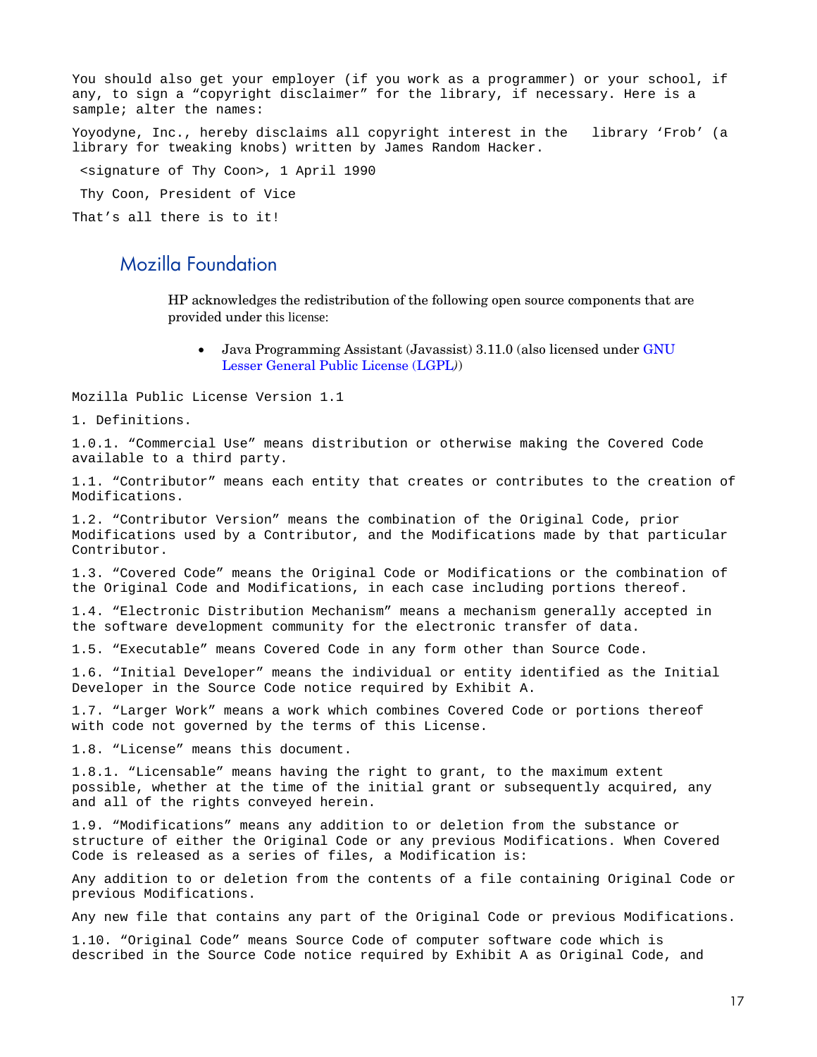You should also get your employer (if you work as a programmer) or your school, if any, to sign a "copyright disclaimer" for the library, if necessary. Here is a sample; alter the names:

Yoyodyne, Inc., hereby disclaims all copyright interest in the library 'Frob' (a library for tweaking knobs) written by James Random Hacker.

<signature of Thy Coon>, 1 April 1990

Thy Coon, President of Vice

That's all there is to it!

## Mozilla Foundation

HP acknowledges the redistribution of the following open source components that are provided under this license:

- Java Programming Assistant (Javassist) 3.11.0 (also licensed under GNU Lesser General Public License (LGPL))

Mozilla Public License Version 1.1

1. Definitions.

1.0.1. "Commercial Use" means distribution or otherwise making the Covered Code available to a third party.

1.1. "Contributor" means each entity that creates or contributes to the creation of Modifications.

1.2. "Contributor Version" means the combination of the Original Code, prior Modifications used by a Contributor, and the Modifications made by that particular Contributor.

1.3. "Covered Code" means the Original Code or Modifications or the combination of the Original Code and Modifications, in each case including portions thereof.

1.4. "Electronic Distribution Mechanism" means a mechanism generally accepted in the software development community for the electronic transfer of data.

1.5. "Executable" means Covered Code in any form other than Source Code.

1.6. "Initial Developer" means the individual or entity identified as the Initial Developer in the Source Code notice required by Exhibit A.

1.7. "Larger Work" means a work which combines Covered Code or portions thereof with code not governed by the terms of this License.

1.8. "License" means this document.

1.8.1. "Licensable" means having the right to grant, to the maximum extent possible, whether at the time of the initial grant or subsequently acquired, any and all of the rights conveyed herein.

1.9. "Modifications" means any addition to or deletion from the substance or structure of either the Original Code or any previous Modifications. When Covered Code is released as a series of files, a Modification is:

Any addition to or deletion from the contents of a file containing Original Code or previous Modifications.

Any new file that contains any part of the Original Code or previous Modifications.

1.10. "Original Code" means Source Code of computer software code which is described in the Source Code notice required by Exhibit A as Original Code, and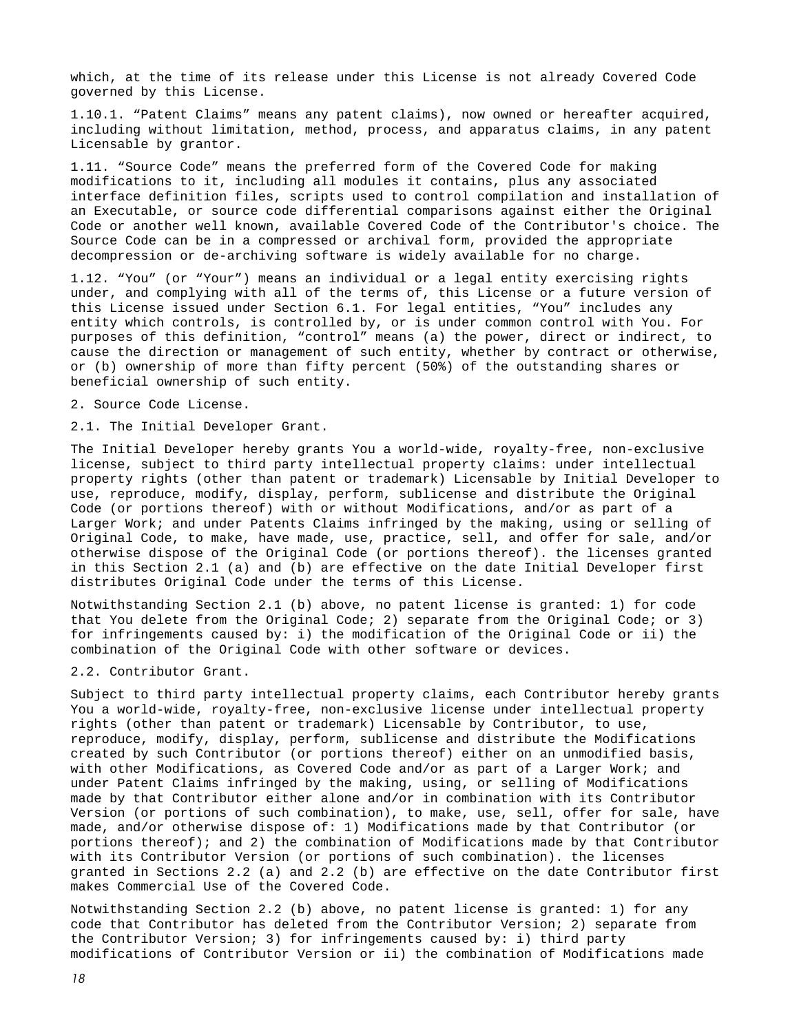which, at the time of its release under this License is not already Covered Code governed by this License.

1.10.1. “Patent Claims” means any patent claims), now owned or hereafter acquired, including without limitation, method, process, and apparatus claims, in any patent Licensable by grantor.

1.11. “Source Code” means the preferred form of the Covered Code for making modifications to it, including all modules it contains, plus any associated interface definition files, scripts used to control compilation and installation of an Executable, or source code differential comparisons against either the Original Code or another well known, available Covered Code of the Contributor's choice. The Source Code can be in a compressed or archival form, provided the appropriate decompression or de-archiving software is widely available for no charge.

1.12. “You” (or “Your”) means an individual or a legal entity exercising rights under, and complying with all of the terms of, this License or a future version of this License issued under Section 6.1. For legal entities, “You” includes any entity which controls, is controlled by, or is under common control with You. For purposes of this definition, “control” means (a) the power, direct or indirect, to cause the direction or management of such entity, whether by contract or otherwise, or (b) ownership of more than fifty percent (50%) of the outstanding shares or beneficial ownership of such entity.

2. Source Code License.

2.1. The Initial Developer Grant.

The Initial Developer hereby grants You a world-wide, royalty-free, non-exclusive license, subject to third party intellectual property claims: under intellectual property rights (other than patent or trademark) Licensable by Initial Developer to use, reproduce, modify, display, perform, sublicense and distribute the Original Code (or portions thereof) with or without Modifications, and/or as part of a Larger Work; and under Patents Claims infringed by the making, using or selling of Original Code, to make, have made, use, practice, sell, and offer for sale, and/or otherwise dispose of the Original Code (or portions thereof). the licenses granted in this Section 2.1 (a) and (b) are effective on the date Initial Developer first distributes Original Code under the terms of this License.

Notwithstanding Section 2.1 (b) above, no patent license is granted: 1) for code that You delete from the Original Code; 2) separate from the Original Code; or 3) for infringements caused by: i) the modification of the Original Code or ii) the combination of the Original Code with other software or devices.

2.2. Contributor Grant.

Subject to third party intellectual property claims, each Contributor hereby grants You a world-wide, royalty-free, non-exclusive license under intellectual property rights (other than patent or trademark) Licensable by Contributor, to use, reproduce, modify, display, perform, sublicense and distribute the Modifications created by such Contributor (or portions thereof) either on an unmodified basis, with other Modifications, as Covered Code and/or as part of a Larger Work; and under Patent Claims infringed by the making, using, or selling of Modifications made by that Contributor either alone and/or in combination with its Contributor Version (or portions of such combination), to make, use, sell, offer for sale, have made, and/or otherwise dispose of: 1) Modifications made by that Contributor (or portions thereof); and 2) the combination of Modifications made by that Contributor with its Contributor Version (or portions of such combination). the licenses granted in Sections 2.2 (a) and 2.2 (b) are effective on the date Contributor first makes Commercial Use of the Covered Code.

Notwithstanding Section 2.2 (b) above, no patent license is granted: 1) for any code that Contributor has deleted from the Contributor Version; 2) separate from the Contributor Version; 3) for infringements caused by: i) third party modifications of Contributor Version or ii) the combination of Modifications made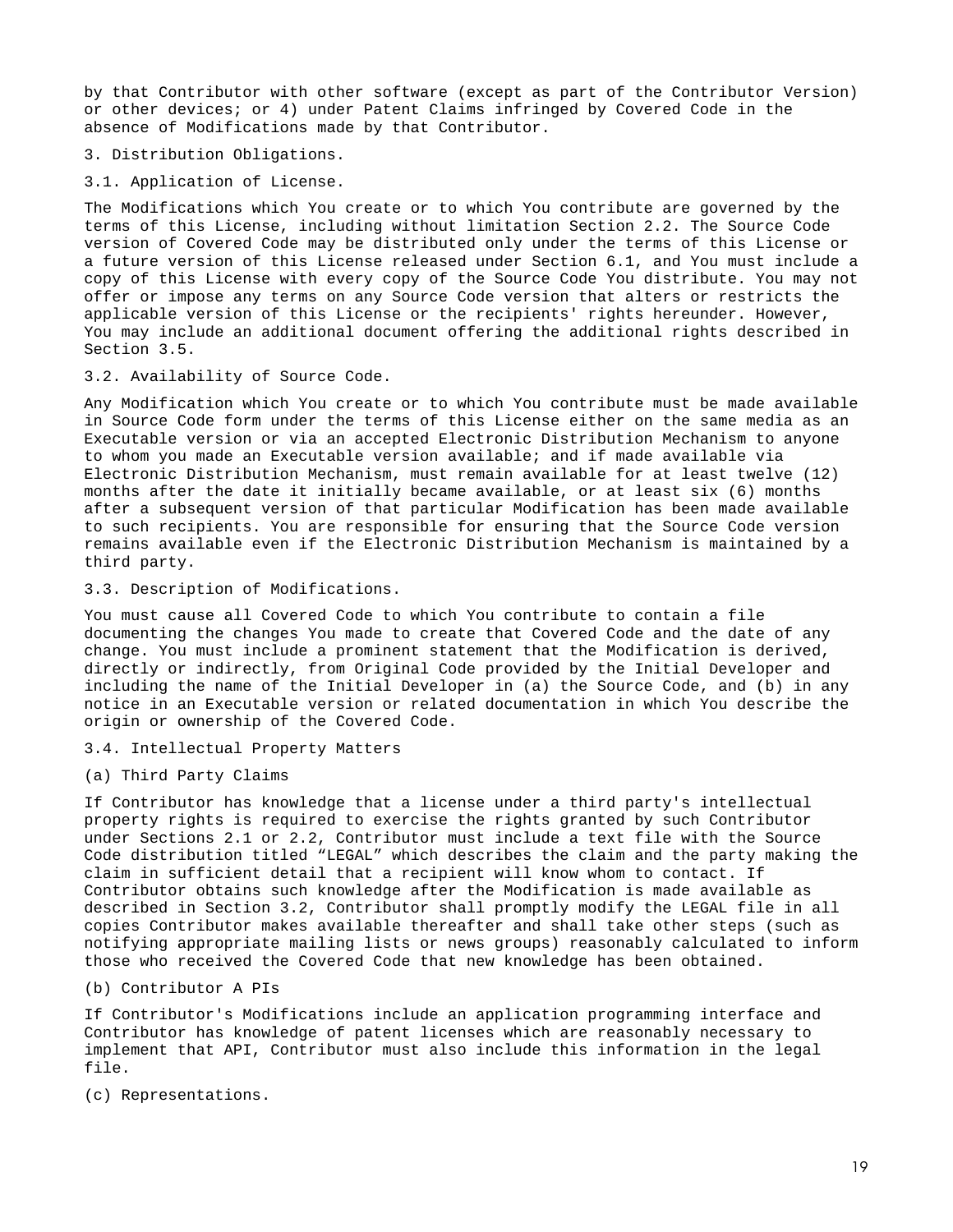by that Contributor with other software (except as part of the Contributor Version) or other devices; or 4) under Patent Claims infringed by Covered Code in the absence of Modifications made by that Contributor.

3. Distribution Obligations.

3.1. Application of License.

The Modifications which You create or to which You contribute are governed by the terms of this License, including without limitation Section 2.2. The Source Code version of Covered Code may be distributed only under the terms of this License or a future version of this License released under Section 6.1, and You must include a copy of this License with every copy of the Source Code You distribute. You may not offer or impose any terms on any Source Code version that alters or restricts the applicable version of this License or the recipients' rights hereunder. However, You may include an additional document offering the additional rights described in Section 3.5.

3.2. Availability of Source Code.

Any Modification which You create or to which You contribute must be made available in Source Code form under the terms of this License either on the same media as an Executable version or via an accepted Electronic Distribution Mechanism to anyone to whom you made an Executable version available; and if made available via Electronic Distribution Mechanism, must remain available for at least twelve (12) months after the date it initially became available, or at least six (6) months after a subsequent version of that particular Modification has been made available to such recipients. You are responsible for ensuring that the Source Code version remains available even if the Electronic Distribution Mechanism is maintained by a third party.

3.3. Description of Modifications.

You must cause all Covered Code to which You contribute to contain a file documenting the changes You made to create that Covered Code and the date of any change. You must include a prominent statement that the Modification is derived, directly or indirectly, from Original Code provided by the Initial Developer and including the name of the Initial Developer in (a) the Source Code, and (b) in any notice in an Executable version or related documentation in which You describe the origin or ownership of the Covered Code.

3.4. Intellectual Property Matters

(a) Third Party Claims

If Contributor has knowledge that a license under a third party's intellectual property rights is required to exercise the rights granted by such Contributor under Sections 2.1 or 2.2, Contributor must include a text file with the Source Code distribution titled “LEGAL” which describes the claim and the party making the claim in sufficient detail that a recipient will know whom to contact. If Contributor obtains such knowledge after the Modification is made available as described in Section 3.2, Contributor shall promptly modify the LEGAL file in all copies Contributor makes available thereafter and shall take other steps (such as notifying appropriate mailing lists or news groups) reasonably calculated to inform those who received the Covered Code that new knowledge has been obtained.

(b) Contributor A PIs

If Contributor's Modifications include an application programming interface and Contributor has knowledge of patent licenses which are reasonably necessary to implement that API, Contributor must also include this information in the legal file.

(c) Representations.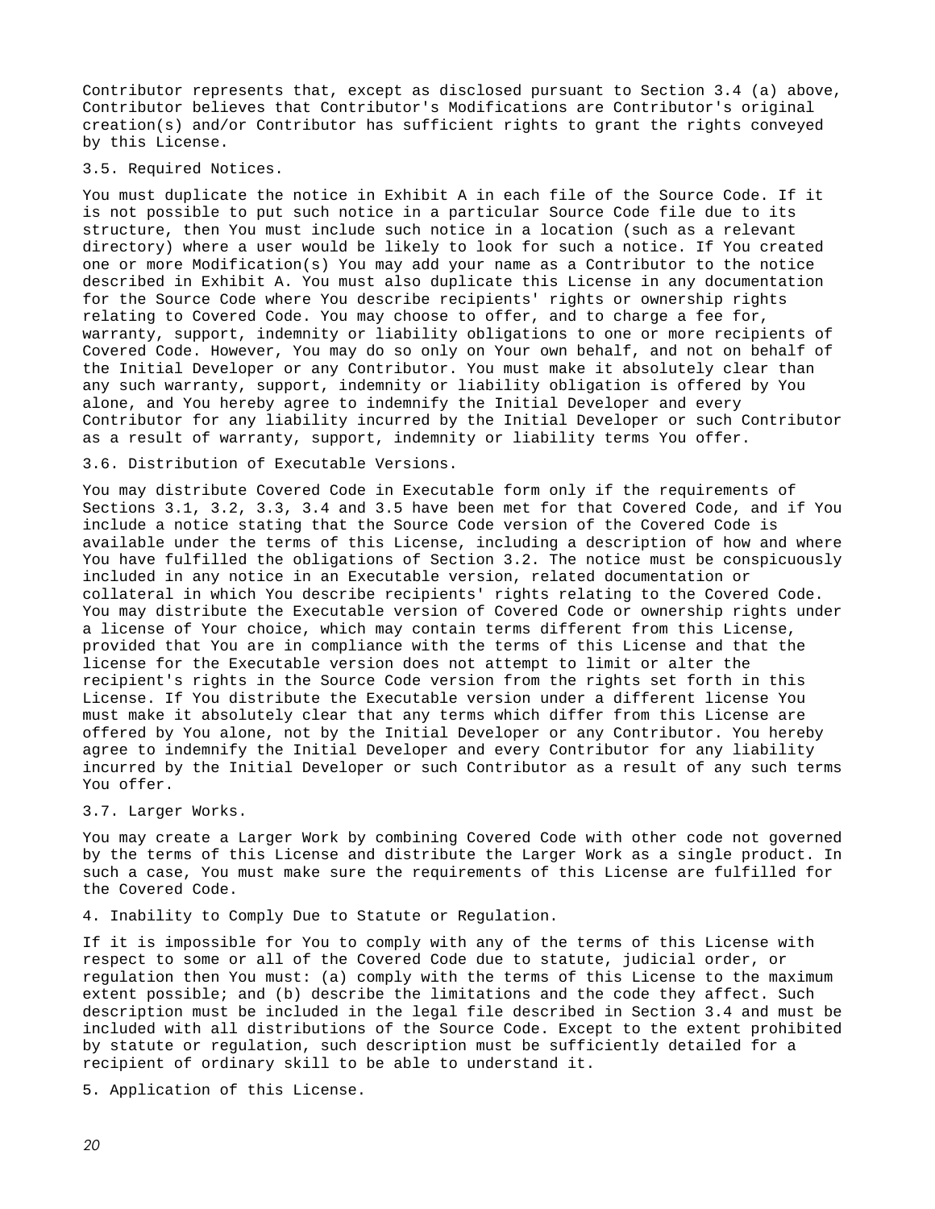Contributor represents that, except as disclosed pursuant to Section 3.4 (a) above, Contributor believes that Contributor's Modifications are Contributor's original creation(s) and/or Contributor has sufficient rights to grant the rights conveyed by this License.

3.5. Required Notices.

You must duplicate the notice in Exhibit A in each file of the Source Code. If it is not possible to put such notice in a particular Source Code file due to its structure, then You must include such notice in a location (such as a relevant directory) where a user would be likely to look for such a notice. If You created one or more Modification(s) You may add your name as a Contributor to the notice described in Exhibit A. You must also duplicate this License in any documentation for the Source Code where You describe recipients' rights or ownership rights relating to Covered Code. You may choose to offer, and to charge a fee for, warranty, support, indemnity or liability obligations to one or more recipients of Covered Code. However, You may do so only on Your own behalf, and not on behalf of the Initial Developer or any Contributor. You must make it absolutely clear than any such warranty, support, indemnity or liability obligation is offered by You alone, and You hereby agree to indemnify the Initial Developer and every Contributor for any liability incurred by the Initial Developer or such Contributor as a result of warranty, support, indemnity or liability terms You offer.

3.6. Distribution of Executable Versions.

You may distribute Covered Code in Executable form only if the requirements of Sections 3.1, 3.2, 3.3, 3.4 and 3.5 have been met for that Covered Code, and if You include a notice stating that the Source Code version of the Covered Code is available under the terms of this License, including a description of how and where You have fulfilled the obligations of Section 3.2. The notice must be conspicuously included in any notice in an Executable version, related documentation or collateral in which You describe recipients' rights relating to the Covered Code. You may distribute the Executable version of Covered Code or ownership rights under a license of Your choice, which may contain terms different from this License, provided that You are in compliance with the terms of this License and that the license for the Executable version does not attempt to limit or alter the recipient's rights in the Source Code version from the rights set forth in this License. If You distribute the Executable version under a different license You must make it absolutely clear that any terms which differ from this License are offered by You alone, not by the Initial Developer or any Contributor. You hereby agree to indemnify the Initial Developer and every Contributor for any liability incurred by the Initial Developer or such Contributor as a result of any such terms You offer.

3.7. Larger Works.

You may create a Larger Work by combining Covered Code with other code not governed by the terms of this License and distribute the Larger Work as a single product. In such a case, You must make sure the requirements of this License are fulfilled for the Covered Code.

4. Inability to Comply Due to Statute or Regulation.

If it is impossible for You to comply with any of the terms of this License with respect to some or all of the Covered Code due to statute, judicial order, or regulation then You must: (a) comply with the terms of this License to the maximum extent possible; and (b) describe the limitations and the code they affect. Such description must be included in the legal file described in Section 3.4 and must be included with all distributions of the Source Code. Except to the extent prohibited by statute or regulation, such description must be sufficiently detailed for a recipient of ordinary skill to be able to understand it.

5. Application of this License.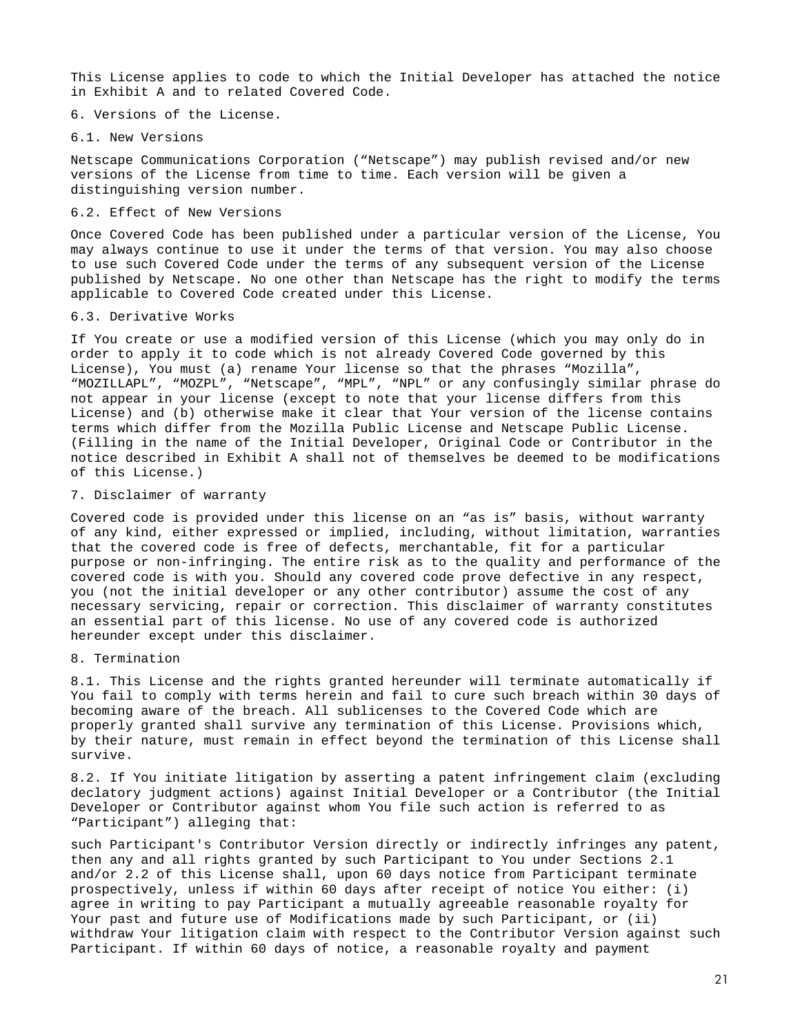This License applies to code to which the Initial Developer has attached the notice in Exhibit A and to related Covered Code.

6. Versions of the License.

6.1. New Versions

Netscape Communications Corporation (“Netscape”) may publish revised and/or new versions of the License from time to time. Each version will be given a distinguishing version number.

6.2. Effect of New Versions

Once Covered Code has been published under a particular version of the License, You may always continue to use it under the terms of that version. You may also choose to use such Covered Code under the terms of any subsequent version of the License published by Netscape. No one other than Netscape has the right to modify the terms applicable to Covered Code created under this License.

6.3. Derivative Works

If You create or use a modified version of this License (which you may only do in order to apply it to code which is not already Covered Code governed by this License), You must (a) rename Your license so that the phrases “Mozilla”, “MOZILLAPL”, “MOZPL”, “Netscape”, “MPL”, “NPL” or any confusingly similar phrase do not appear in your license (except to note that your license differs from this License) and (b) otherwise make it clear that Your version of the license contains terms which differ from the Mozilla Public License and Netscape Public License. (Filling in the name of the Initial Developer, Original Code or Contributor in the notice described in Exhibit A shall not of themselves be deemed to be modifications of this License.)

7. Disclaimer of warranty

Covered code is provided under this license on an “as is” basis, without warranty of any kind, either expressed or implied, including, without limitation, warranties that the covered code is free of defects, merchantable, fit for a particular purpose or non-infringing. The entire risk as to the quality and performance of the covered code is with you. Should any covered code prove defective in any respect, you (not the initial developer or any other contributor) assume the cost of any necessary servicing, repair or correction. This disclaimer of warranty constitutes an essential part of this license. No use of any covered code is authorized hereunder except under this disclaimer.

8. Termination

8.1. This License and the rights granted hereunder will terminate automatically if You fail to comply with terms herein and fail to cure such breach within 30 days of becoming aware of the breach. All sublicenses to the Covered Code which are properly granted shall survive any termination of this License. Provisions which, by their nature, must remain in effect beyond the termination of this License shall survive.

8.2. If You initiate litigation by asserting a patent infringement claim (excluding declatory judgment actions) against Initial Developer or a Contributor (the Initial Developer or Contributor against whom You file such action is referred to as “Participant”) alleging that:

such Participant's Contributor Version directly or indirectly infringes any patent, then any and all rights granted by such Participant to You under Sections 2.1 and/or 2.2 of this License shall, upon 60 days notice from Participant terminate prospectively, unless if within 60 days after receipt of notice You either: (i) agree in writing to pay Participant a mutually agreeable reasonable royalty for Your past and future use of Modifications made by such Participant, or (ii) withdraw Your litigation claim with respect to the Contributor Version against such Participant. If within 60 days of notice, a reasonable royalty and payment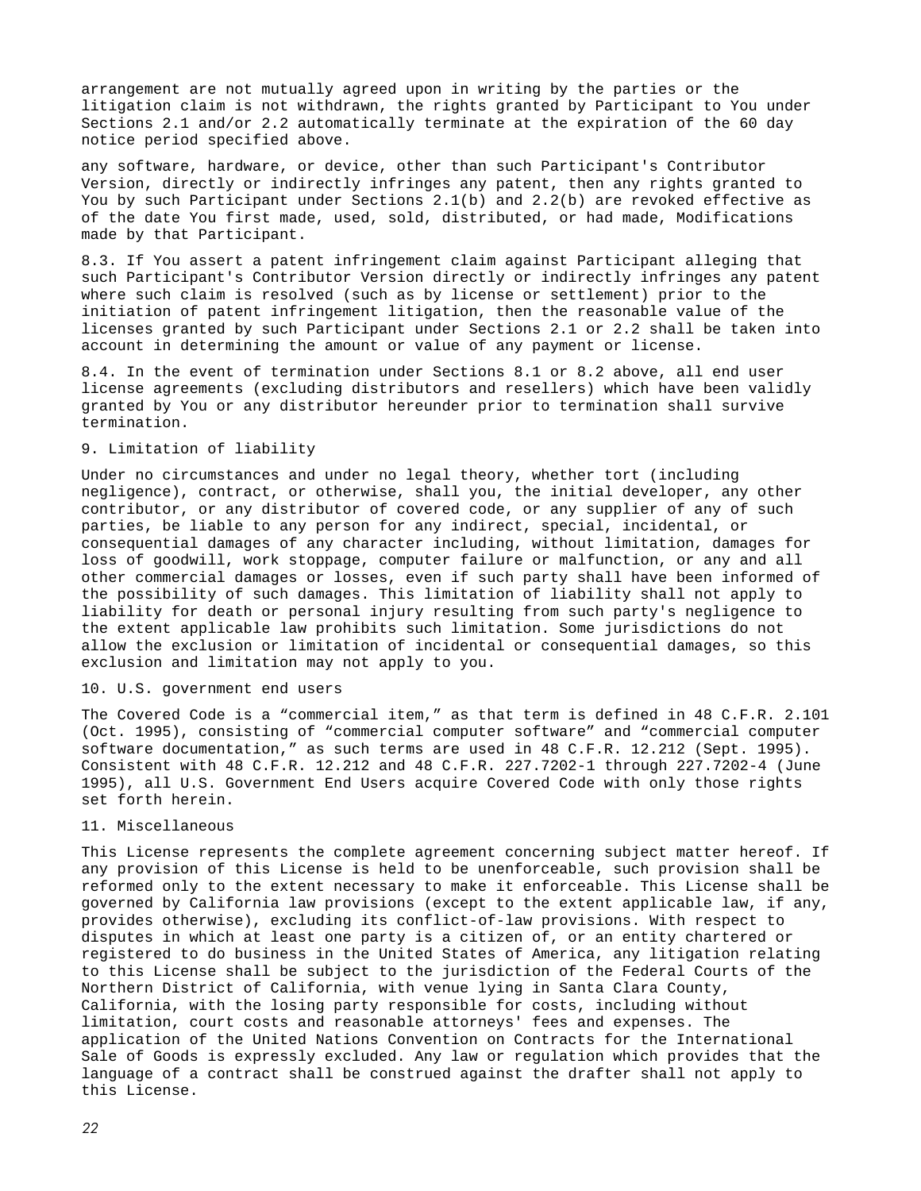arrangement are not mutually agreed upon in writing by the parties or the litigation claim is not withdrawn, the rights granted by Participant to You under Sections 2.1 and/or 2.2 automatically terminate at the expiration of the 60 day notice period specified above.

any software, hardware, or device, other than such Participant's Contributor Version, directly or indirectly infringes any patent, then any rights granted to You by such Participant under Sections 2.1(b) and 2.2(b) are revoked effective as of the date You first made, used, sold, distributed, or had made, Modifications made by that Participant.

8.3. If You assert a patent infringement claim against Participant alleging that such Participant's Contributor Version directly or indirectly infringes any patent where such claim is resolved (such as by license or settlement) prior to the initiation of patent infringement litigation, then the reasonable value of the licenses granted by such Participant under Sections 2.1 or 2.2 shall be taken into account in determining the amount or value of any payment or license.

8.4. In the event of termination under Sections 8.1 or 8.2 above, all end user license agreements (excluding distributors and resellers) which have been validly granted by You or any distributor hereunder prior to termination shall survive termination.

9. Limitation of liability

Under no circumstances and under no legal theory, whether tort (including negligence), contract, or otherwise, shall you, the initial developer, any other contributor, or any distributor of covered code, or any supplier of any of such parties, be liable to any person for any indirect, special, incidental, or consequential damages of any character including, without limitation, damages for loss of goodwill, work stoppage, computer failure or malfunction, or any and all other commercial damages or losses, even if such party shall have been informed of the possibility of such damages. This limitation of liability shall not apply to liability for death or personal injury resulting from such party's negligence to the extent applicable law prohibits such limitation. Some jurisdictions do not allow the exclusion or limitation of incidental or consequential damages, so this exclusion and limitation may not apply to you.

10. U.S. government end users

The Covered Code is a “commercial item,” as that term is defined in 48 C.F.R. 2.101 (Oct. 1995), consisting of “commercial computer software” and “commercial computer software documentation,” as such terms are used in 48 C.F.R. 12.212 (Sept. 1995). Consistent with 48 C.F.R. 12.212 and 48 C.F.R. 227.7202-1 through 227.7202-4 (June 1995), all U.S. Government End Users acquire Covered Code with only those rights set forth herein.

11. Miscellaneous

This License represents the complete agreement concerning subject matter hereof. If any provision of this License is held to be unenforceable, such provision shall be reformed only to the extent necessary to make it enforceable. This License shall be governed by California law provisions (except to the extent applicable law, if any, provides otherwise), excluding its conflict-of-law provisions. With respect to disputes in which at least one party is a citizen of, or an entity chartered or registered to do business in the United States of America, any litigation relating to this License shall be subject to the jurisdiction of the Federal Courts of the Northern District of California, with venue lying in Santa Clara County, California, with the losing party responsible for costs, including without limitation, court costs and reasonable attorneys' fees and expenses. The application of the United Nations Convention on Contracts for the International Sale of Goods is expressly excluded. Any law or regulation which provides that the language of a contract shall be construed against the drafter shall not apply to this License.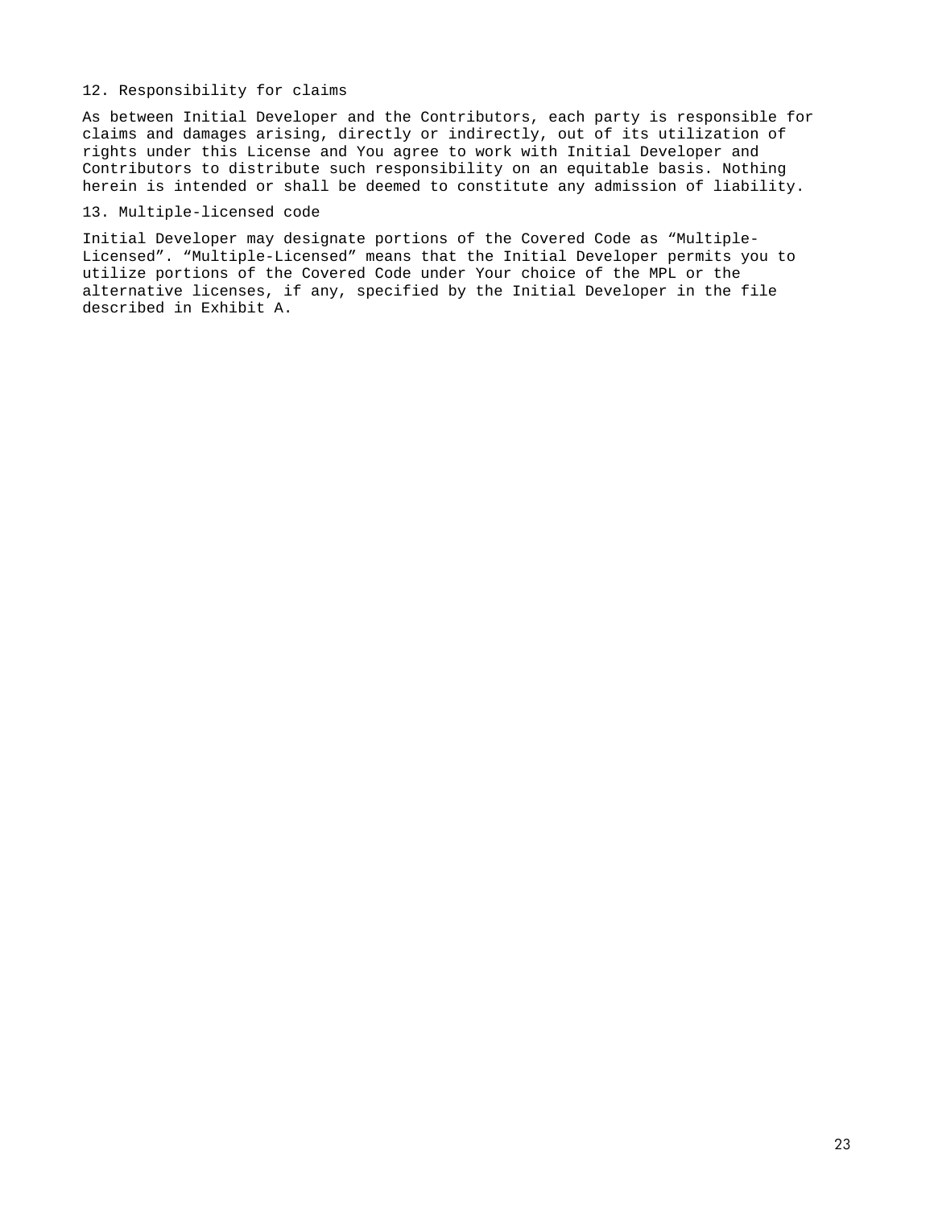## 12. Responsibility for claims

As between Initial Developer and the Contributors, each party is responsible for claims and damages arising, directly or indirectly, out of its utilization of rights under this License and You agree to work with Initial Developer and Contributors to distribute such responsibility on an equitable basis. Nothing herein is intended or shall be deemed to constitute any admission of liability.

## 13. Multiple-licensed code

Initial Developer may designate portions of the Covered Code as “Multiple-Licensed”. “Multiple-Licensed” means that the Initial Developer permits you to utilize portions of the Covered Code under Your choice of the MPL or the alternative licenses, if any, specified by the Initial Developer in the file described in Exhibit A.